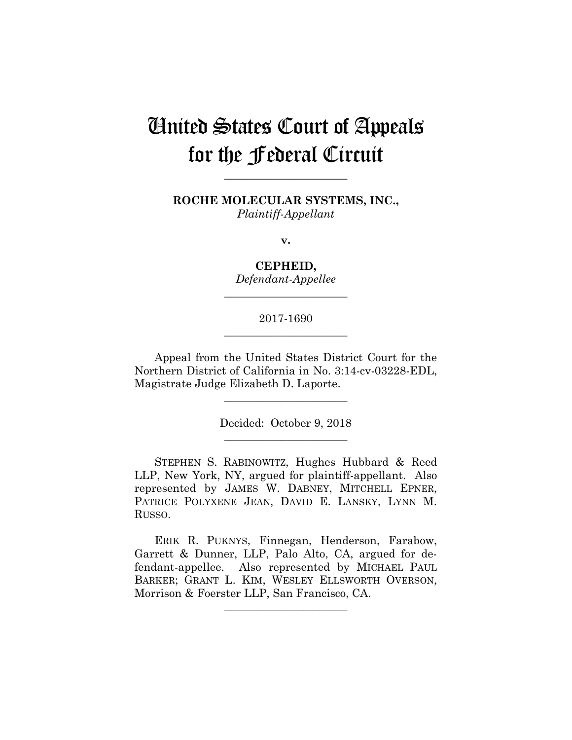# United States Court of Appeals for the Federal Circuit

---

**ROCHE MOLECULAR SYSTEMS, INC.,**
*Plaintiff-Appellant*

**v.**

**CEPHEID,**
*Defendant-Appellee*

---

2017-1690

---

Appeal from the United States District Court for the Northern District of California in No. 3:14-cv-03228-EDL, Magistrate Judge Elizabeth D. Laporte.

---

Decided: October 9, 2018

---

STEPHEN S. RABINOWITZ, Hughes Hubbard & Reed LLP, New York, NY, argued for plaintiff-appellant. Also represented by JAMES W. DABNEY, MITCHELL EPNER, PATRICE POLYXENE JEAN, DAVID E. LANSKY, LYNN M. RUSSO.

ERIK R. PUKNYS, Finnegan, Henderson, Farabow, Garrett & Dunner, LLP, Palo Alto, CA, argued for defendant-appellee. Also represented by MICHAEL PAUL BARKER; GRANT L. KIM, WESLEY ELLSWORTH OVERSON, Morrison & Foerster LLP, San Francisco, CA.

---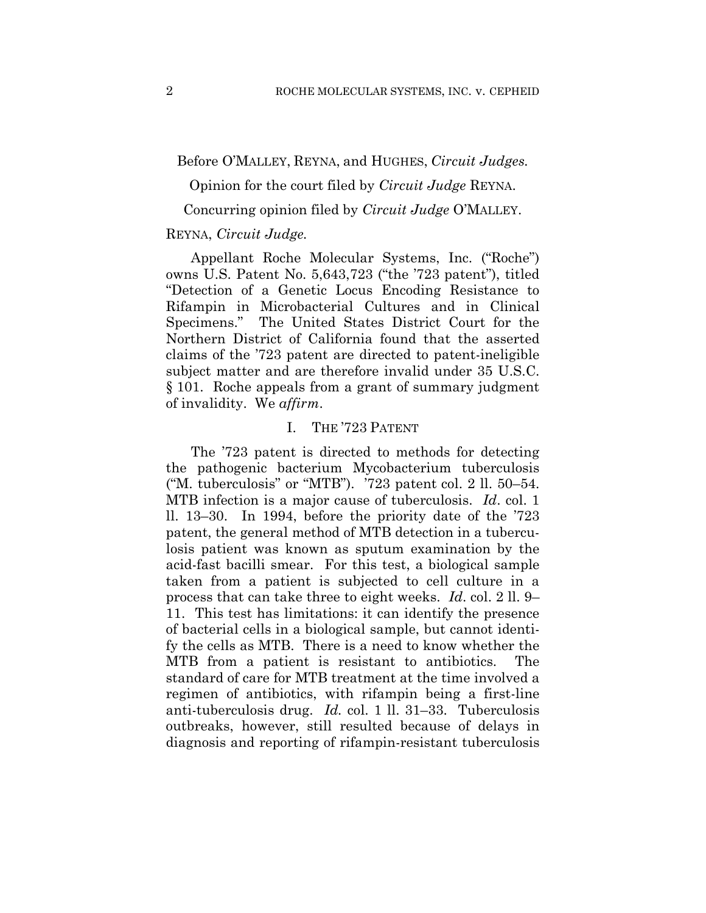Before O'MALLEY, REYNA, and HUGHES, *Circuit Judges.*

Opinion for the court filed by *Circuit Judge* REYNA.

Concurring opinion filed by *Circuit Judge* O'MALLEY.

REYNA, *Circuit Judge.*

Appellant Roche Molecular Systems, Inc. ("Roche") owns U.S. Patent No. 5,643,723 ("the '723 patent"), titled "Detection of a Genetic Locus Encoding Resistance to Rifampin in Microbacterial Cultures and in Clinical Specimens." The United States District Court for the Northern District of California found that the asserted claims of the '723 patent are directed to patent-ineligible subject matter and are therefore invalid under 35 U.S.C. § 101. Roche appeals from a grant of summary judgment of invalidity. We *affirm*.

## I. THE '723 PATENT

The '723 patent is directed to methods for detecting the pathogenic bacterium Mycobacterium tuberculosis ("M. tuberculosis" or "MTB"). '723 patent col. 2 ll. 50–54. MTB infection is a major cause of tuberculosis. *Id*. col. 1 ll. 13–30. In 1994, before the priority date of the '723 patent, the general method of MTB detection in a tuberculosis patient was known as sputum examination by the acid-fast bacilli smear. For this test, a biological sample taken from a patient is subjected to cell culture in a process that can take three to eight weeks. *Id*. col. 2 ll. 9–11. This test has limitations: it can identify the presence of bacterial cells in a biological sample, but cannot identify the cells as MTB. There is a need to know whether the MTB from a patient is resistant to antibiotics. The standard of care for MTB treatment at the time involved a regimen of antibiotics, with rifampin being a first-line anti-tuberculosis drug. *Id.* col. 1 ll. 31–33. Tuberculosis outbreaks, however, still resulted because of delays in diagnosis and reporting of rifampin-resistant tuberculosis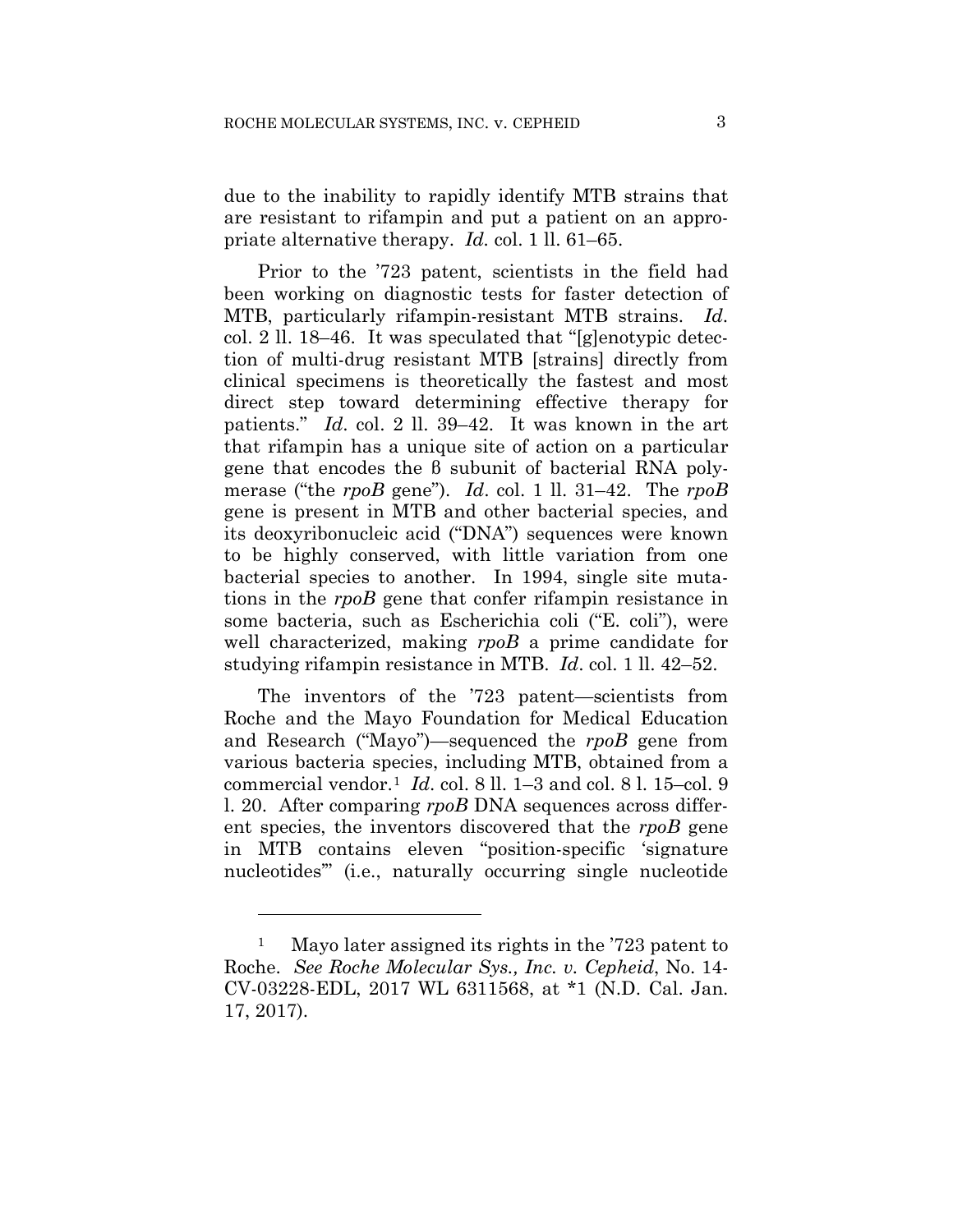due to the inability to rapidly identify MTB strains that are resistant to rifampin and put a patient on an appropriate alternative therapy. *Id.* col. 1 ll. 61–65.

Prior to the '723 patent, scientists in the field had been working on diagnostic tests for faster detection of MTB, particularly rifampin-resistant MTB strains. *Id.* col. 2 ll. 18–46. It was speculated that "[g]enotypic detection of multi-drug resistant MTB [strains] directly from clinical specimens is theoretically the fastest and most direct step toward determining effective therapy for patients." *Id.* col. 2 ll. 39–42. It was known in the art that rifampin has a unique site of action on a particular gene that encodes the β subunit of bacterial RNA polymerase ("the *rpoB* gene"). *Id.* col. 1 ll. 31–42. The *rpoB* gene is present in MTB and other bacterial species, and its deoxyribonucleic acid ("DNA") sequences were known to be highly conserved, with little variation from one bacterial species to another. In 1994, single site mutations in the *rpoB* gene that confer rifampin resistance in some bacteria, such as Escherichia coli ("E. coli"), were well characterized, making *rpoB* a prime candidate for studying rifampin resistance in MTB. *Id.* col. 1 ll. 42–52.

The inventors of the '723 patent—scientists from Roche and the Mayo Foundation for Medical Education and Research ("Mayo")—sequenced the *rpoB* gene from various bacteria species, including MTB, obtained from a commercial vendor.[1] *Id.* col. 8 ll. 1–3 and col. 8 l. 15–col. 9 l. 20. After comparing *rpoB* DNA sequences across different species, the inventors discovered that the *rpoB* gene in MTB contains eleven "position-specific 'signature nucleotides'" (i.e., naturally occurring single nucleotide

[1] Mayo later assigned its rights in the '723 patent to Roche. *See Roche Molecular Sys., Inc. v. Cepheid*, No. 14-CV-03228-EDL, 2017 WL 6311568, at *1 (N.D. Cal. Jan. 17, 2017).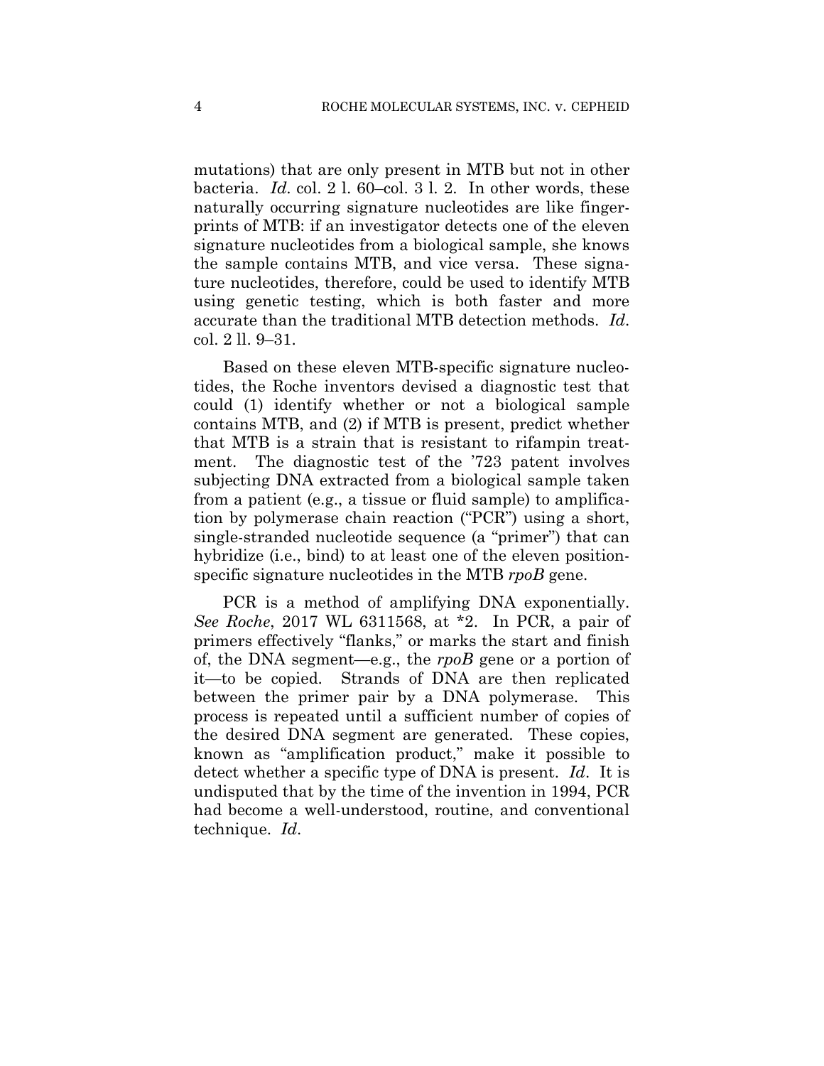mutations) that are only present in MTB but not in other bacteria. *Id.* col. 2 l. 60–col. 3 l. 2. In other words, these naturally occurring signature nucleotides are like fingerprints of MTB: if an investigator detects one of the eleven signature nucleotides from a biological sample, she knows the sample contains MTB, and vice versa. These signature nucleotides, therefore, could be used to identify MTB using genetic testing, which is both faster and more accurate than the traditional MTB detection methods. *Id.* col. 2 ll. 9–31.

Based on these eleven MTB-specific signature nucleotides, the Roche inventors devised a diagnostic test that could (1) identify whether or not a biological sample contains MTB, and (2) if MTB is present, predict whether that MTB is a strain that is resistant to rifampin treatment. The diagnostic test of the '723 patent involves subjecting DNA extracted from a biological sample taken from a patient (e.g., a tissue or fluid sample) to amplification by polymerase chain reaction ("PCR") using a short, single-stranded nucleotide sequence (a "primer") that can hybridize (i.e., bind) to at least one of the eleven position-specific signature nucleotides in the MTB *rpoB* gene.

PCR is a method of amplifying DNA exponentially. *See Roche*, 2017 WL 6311568, at *2. In PCR, a pair of primers effectively "flanks," or marks the start and finish of, the DNA segment—e.g., the *rpoB* gene or a portion of it—to be copied. Strands of DNA are then replicated between the primer pair by a DNA polymerase. This process is repeated until a sufficient number of copies of the desired DNA segment are generated. These copies, known as "amplification product," make it possible to detect whether a specific type of DNA is present. *Id.* It is undisputed that by the time of the invention in 1994, PCR had become a well-understood, routine, and conventional technique. *Id.*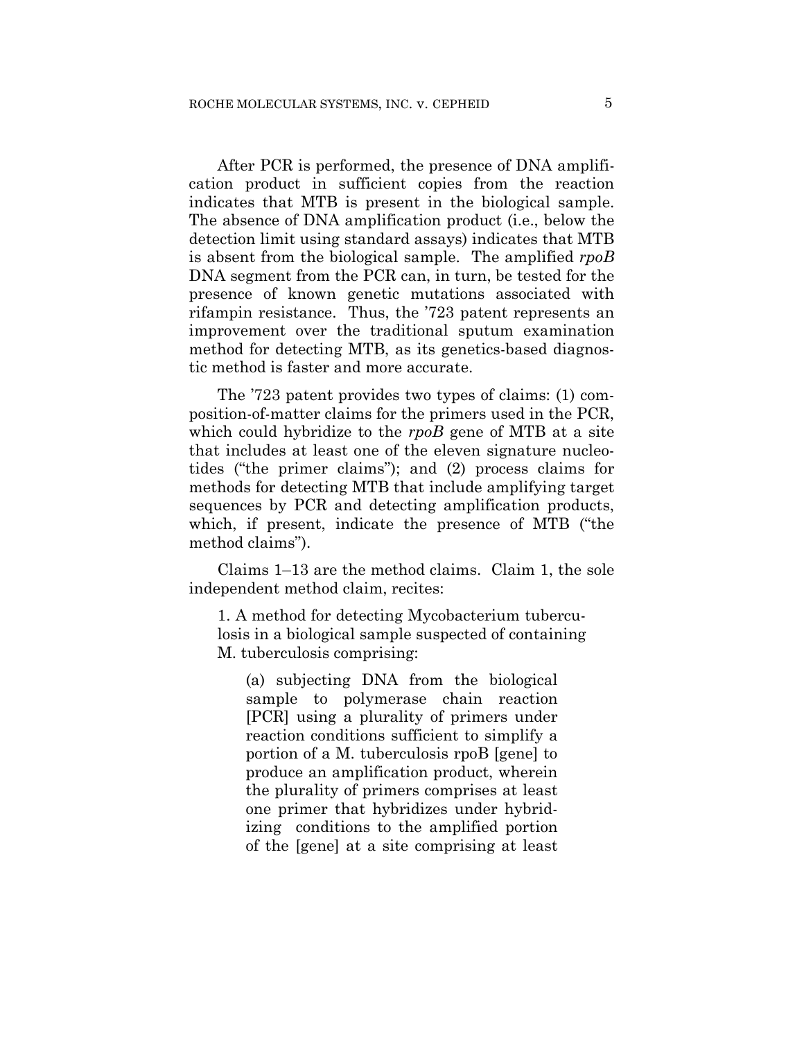After PCR is performed, the presence of DNA amplification product in sufficient copies from the reaction indicates that MTB is present in the biological sample. The absence of DNA amplification product (i.e., below the detection limit using standard assays) indicates that MTB is absent from the biological sample. The amplified *rpoB* DNA segment from the PCR can, in turn, be tested for the presence of known genetic mutations associated with rifampin resistance. Thus, the '723 patent represents an improvement over the traditional sputum examination method for detecting MTB, as its genetics-based diagnostic method is faster and more accurate.

The '723 patent provides two types of claims: (1) composition-of-matter claims for the primers used in the PCR, which could hybridize to the *rpoB* gene of MTB at a site that includes at least one of the eleven signature nucleotides ("the primer claims"); and (2) process claims for methods for detecting MTB that include amplifying target sequences by PCR and detecting amplification products, which, if present, indicate the presence of MTB ("the method claims").

Claims 1–13 are the method claims. Claim 1, the sole independent method claim, recites:

> 1. A method for detecting Mycobacterium tuberculosis in a biological sample suspected of containing M. tuberculosis comprising:
>
> > (a) subjecting DNA from the biological sample to polymerase chain reaction [PCR] using a plurality of primers under reaction conditions sufficient to simplify a portion of a M. tuberculosis rpoB [gene] to produce an amplification product, wherein the plurality of primers comprises at least one primer that hybridizes under hybridizing conditions to the amplified portion of the [gene] at a site comprising at least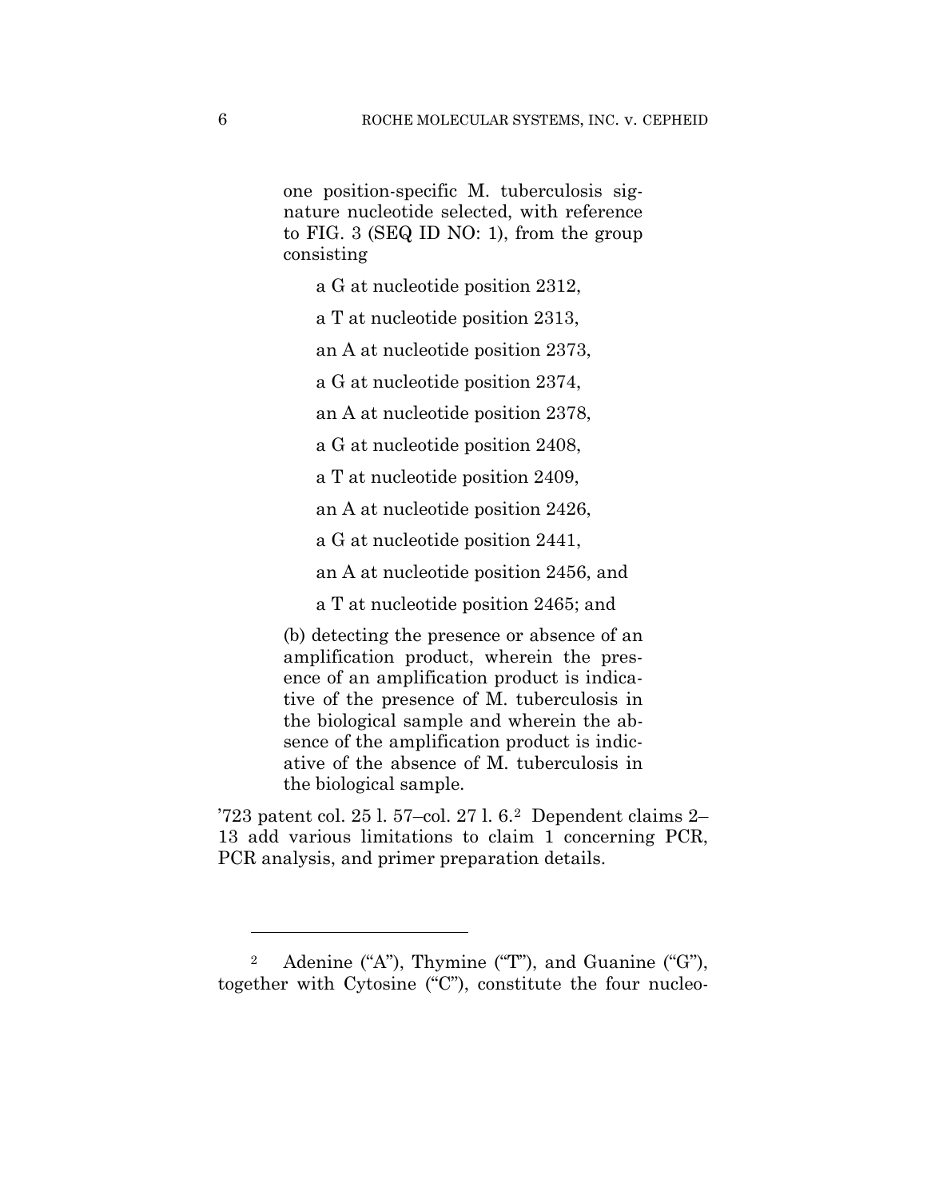> one position-specific M. tuberculosis signature nucleotide selected, with reference to FIG. 3 (SEQ ID NO: 1), from the group consisting
>
> > a G at nucleotide position 2312,
> >
> > a T at nucleotide position 2313,
> >
> > an A at nucleotide position 2373,
> >
> > a G at nucleotide position 2374,
> >
> > an A at nucleotide position 2378,
> >
> > a G at nucleotide position 2408,
> >
> > a T at nucleotide position 2409,
> >
> > an A at nucleotide position 2426,
> >
> > a G at nucleotide position 2441,
> >
> > an A at nucleotide position 2456, and
> >
> > a T at nucleotide position 2465; and
>
> (b) detecting the presence or absence of an amplification product, wherein the presence of an amplification product is indicative of the presence of M. tuberculosis in the biological sample and wherein the absence of the amplification product is indicative of the absence of M. tuberculosis in the biological sample.

'723 patent col. 25 l. 57–col. 27 l. 6.[2] Dependent claims 2–13 add various limitations to claim 1 concerning PCR, PCR analysis, and primer preparation details.

---

[2] Adenine ("A"), Thymine ("T"), and Guanine ("G"), together with Cytosine ("C"), constitute the four nucleo-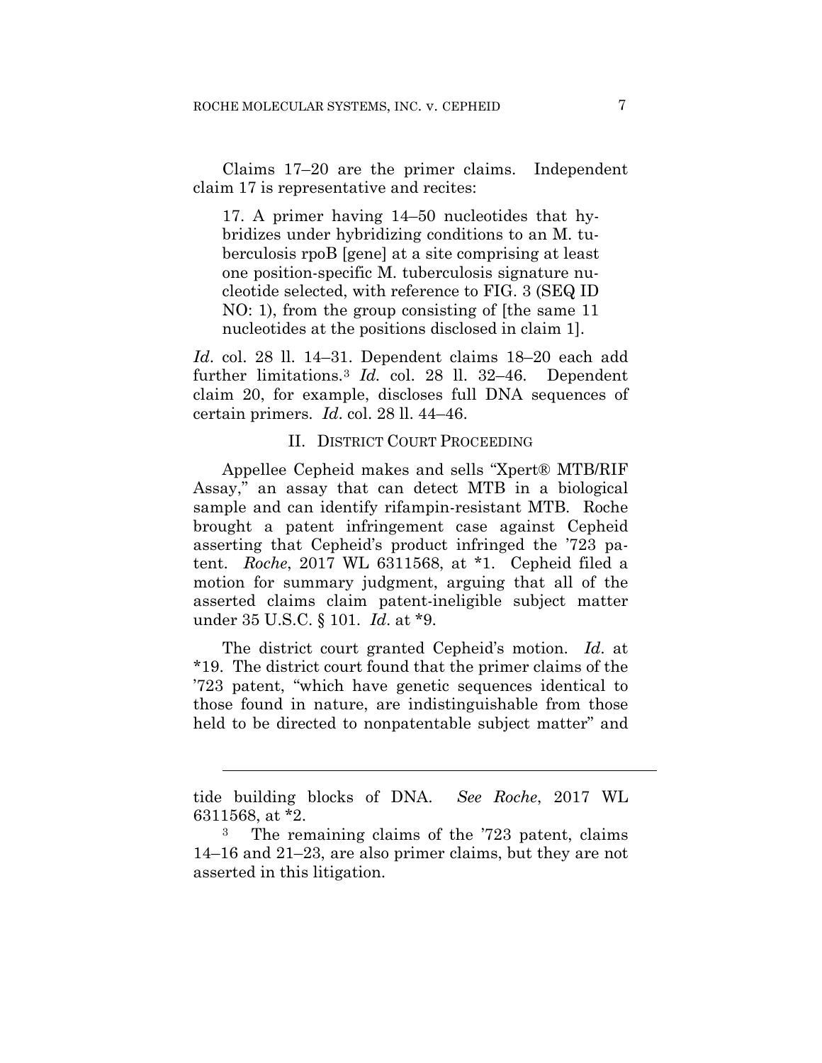Claims 17–20 are the primer claims. Independent claim 17 is representative and recites:

> 17. A primer having 14–50 nucleotides that hybridizes under hybridizing conditions to an M. tuberculosis rpoB [gene] at a site comprising at least one position-specific M. tuberculosis signature nucleotide selected, with reference to FIG. 3 (SEQ ID NO: 1), from the group consisting of [the same 11 nucleotides at the positions disclosed in claim 1].

*Id*. col. 28 ll. 14–31. Dependent claims 18–20 each add further limitations.[3] *Id.* col. 28 ll. 32–46. Dependent claim 20, for example, discloses full DNA sequences of certain primers. *Id*. col. 28 ll. 44–46.

## II. District Court Proceeding

Appellee Cepheid makes and sells "Xpert® MTB/RIF Assay," an assay that can detect MTB in a biological sample and can identify rifampin-resistant MTB. Roche brought a patent infringement case against Cepheid asserting that Cepheid's product infringed the '723 patent. *Roche*, 2017 WL 6311568, at \*1. Cepheid filed a motion for summary judgment, arguing that all of the asserted claims claim patent-ineligible subject matter under 35 U.S.C. § 101. *Id*. at \*9.

The district court granted Cepheid's motion. *Id*. at \*19. The district court found that the primer claims of the '723 patent, "which have genetic sequences identical to those found in nature, are indistinguishable from those held to be directed to nonpatentable subject matter" and

---

tide building blocks of DNA. *See Roche*, 2017 WL 6311568, at \*2.

[3] The remaining claims of the '723 patent, claims 14–16 and 21–23, are also primer claims, but they are not asserted in this litigation.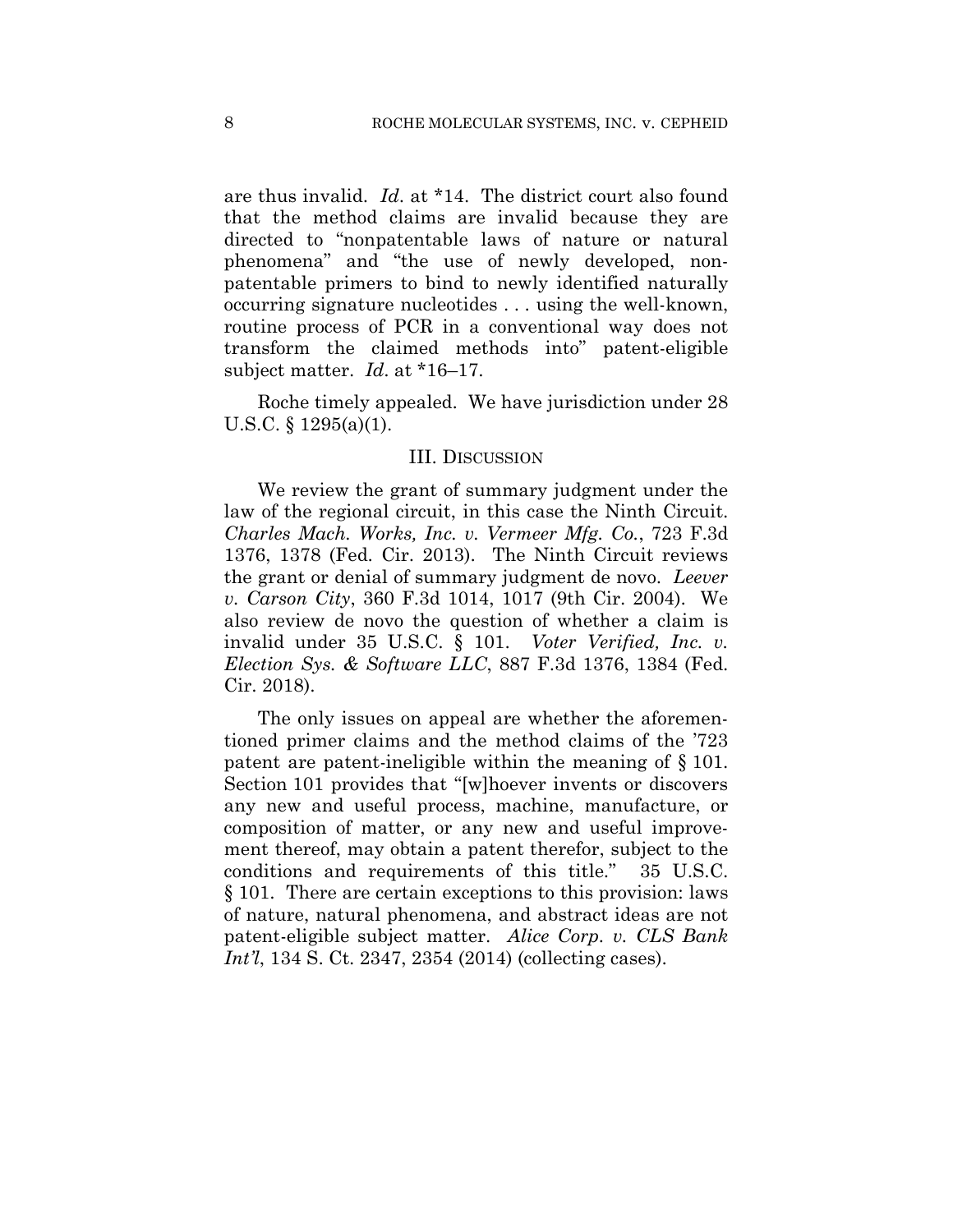are thus invalid. *Id*. at *14. The district court also found that the method claims are invalid because they are directed to "nonpatentable laws of nature or natural phenomena" and "the use of newly developed, non-patentable primers to bind to newly identified naturally occurring signature nucleotides . . . using the well-known, routine process of PCR in a conventional way does not transform the claimed methods into" patent-eligible subject matter. *Id*. at *16–17.

Roche timely appealed. We have jurisdiction under 28 U.S.C. § 1295(a)(1).

## III. DISCUSSION

We review the grant of summary judgment under the law of the regional circuit, in this case the Ninth Circuit. *Charles Mach. Works, Inc. v. Vermeer Mfg. Co.*, 723 F.3d 1376, 1378 (Fed. Cir. 2013). The Ninth Circuit reviews the grant or denial of summary judgment de novo. *Leever v. Carson City*, 360 F.3d 1014, 1017 (9th Cir. 2004). We also review de novo the question of whether a claim is invalid under 35 U.S.C. § 101. *Voter Verified, Inc. v. Election Sys. & Software LLC*, 887 F.3d 1376, 1384 (Fed. Cir. 2018).

The only issues on appeal are whether the aforementioned primer claims and the method claims of the '723 patent are patent-ineligible within the meaning of § 101. Section 101 provides that "[w]hoever invents or discovers any new and useful process, machine, manufacture, or composition of matter, or any new and useful improvement thereof, may obtain a patent therefor, subject to the conditions and requirements of this title." 35 U.S.C. § 101. There are certain exceptions to this provision: laws of nature, natural phenomena, and abstract ideas are not patent-eligible subject matter. *Alice Corp. v. CLS Bank Int'l*, 134 S. Ct. 2347, 2354 (2014) (collecting cases).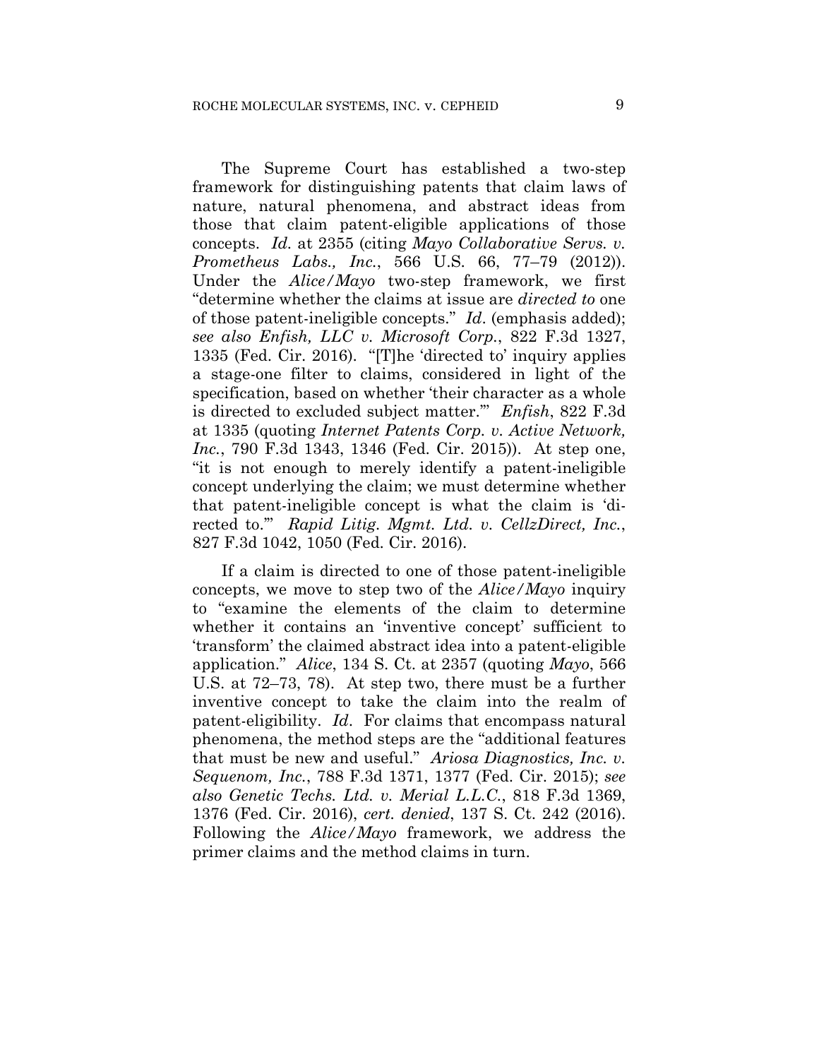The Supreme Court has established a two-step framework for distinguishing patents that claim laws of nature, natural phenomena, and abstract ideas from those that claim patent-eligible applications of those concepts. *Id.* at 2355 (citing *Mayo Collaborative Servs. v. Prometheus Labs., Inc.*, 566 U.S. 66, 77–79 (2012)). Under the *Alice/Mayo* two-step framework, we first "determine whether the claims at issue are *directed to* one of those patent-ineligible concepts." *Id.* (emphasis added); *see also Enfish, LLC v. Microsoft Corp.*, 822 F.3d 1327, 1335 (Fed. Cir. 2016). "[T]he 'directed to' inquiry applies a stage-one filter to claims, considered in light of the specification, based on whether 'their character as a whole is directed to excluded subject matter.'" *Enfish*, 822 F.3d at 1335 (quoting *Internet Patents Corp. v. Active Network, Inc.*, 790 F.3d 1343, 1346 (Fed. Cir. 2015)). At step one, "it is not enough to merely identify a patent-ineligible concept underlying the claim; we must determine whether that patent-ineligible concept is what the claim is 'directed to.'" *Rapid Litig. Mgmt. Ltd. v. CellzDirect, Inc.*, 827 F.3d 1042, 1050 (Fed. Cir. 2016).

If a claim is directed to one of those patent-ineligible concepts, we move to step two of the *Alice/Mayo* inquiry to "examine the elements of the claim to determine whether it contains an 'inventive concept' sufficient to 'transform' the claimed abstract idea into a patent-eligible application." *Alice*, 134 S. Ct. at 2357 (quoting *Mayo*, 566 U.S. at 72–73, 78). At step two, there must be a further inventive concept to take the claim into the realm of patent-eligibility. *Id.* For claims that encompass natural phenomena, the method steps are the "additional features that must be new and useful." *Ariosa Diagnostics, Inc. v. Sequenom, Inc.*, 788 F.3d 1371, 1377 (Fed. Cir. 2015); *see also Genetic Techs. Ltd. v. Merial L.L.C.*, 818 F.3d 1369, 1376 (Fed. Cir. 2016), *cert. denied*, 137 S. Ct. 242 (2016). Following the *Alice/Mayo* framework, we address the primer claims and the method claims in turn.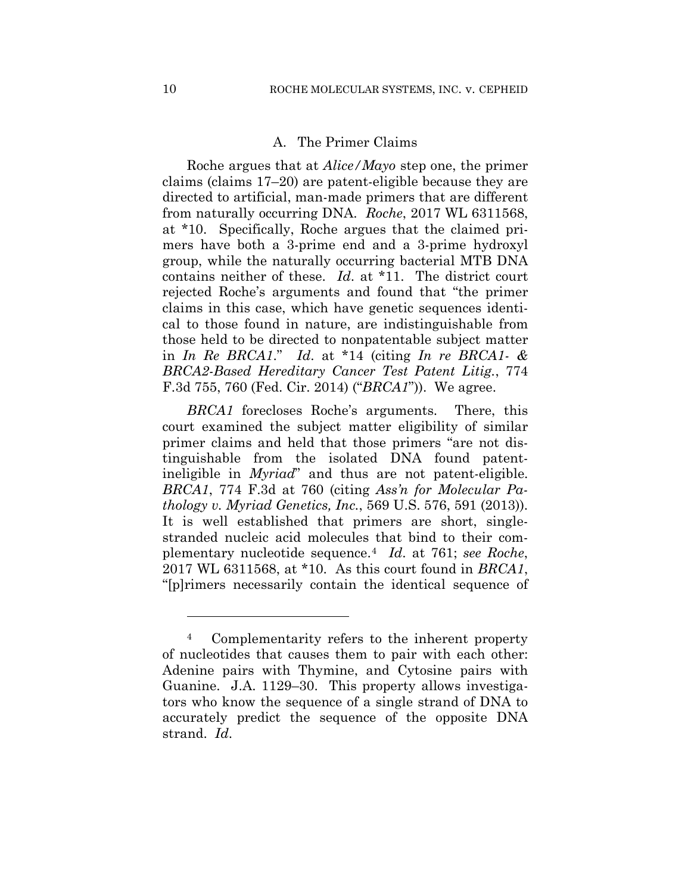## A. The Primer Claims

Roche argues that at *Alice/Mayo* step one, the primer claims (claims 17–20) are patent-eligible because they are directed to artificial, man-made primers that are different from naturally occurring DNA. *Roche*, 2017 WL 6311568, at *10. Specifically, Roche argues that the claimed primers have both a 3-prime end and a 3-prime hydroxyl group, while the naturally occurring bacterial MTB DNA contains neither of these. *Id*. at *11. The district court rejected Roche's arguments and found that "the primer claims in this case, which have genetic sequences identical to those found in nature, are indistinguishable from those held to be directed to nonpatentable subject matter in *In Re BRCA1*." *Id*. at *14 (citing *In re BRCA1- & BRCA2-Based Hereditary Cancer Test Patent Litig.*, 774 F.3d 755, 760 (Fed. Cir. 2014) ("*BRCA1*")). We agree.

*BRCA1* forecloses Roche's arguments. There, this court examined the subject matter eligibility of similar primer claims and held that those primers "are not distinguishable from the isolated DNA found patent-ineligible in *Myriad*" and thus are not patent-eligible. *BRCA1*, 774 F.3d at 760 (citing *Ass'n for Molecular Pathology v. Myriad Genetics, Inc.*, 569 U.S. 576, 591 (2013)). It is well established that primers are short, single-stranded nucleic acid molecules that bind to their complementary nucleotide sequence.[4] *Id*. at 761; *see Roche*, 2017 WL 6311568, at *10. As this court found in *BRCA1*, "[p]rimers necessarily contain the identical sequence of

---

[4] Complementarity refers to the inherent property of nucleotides that causes them to pair with each other: Adenine pairs with Thymine, and Cytosine pairs with Guanine. J.A. 1129–30. This property allows investigators who know the sequence of a single strand of DNA to accurately predict the sequence of the opposite DNA strand. *Id*.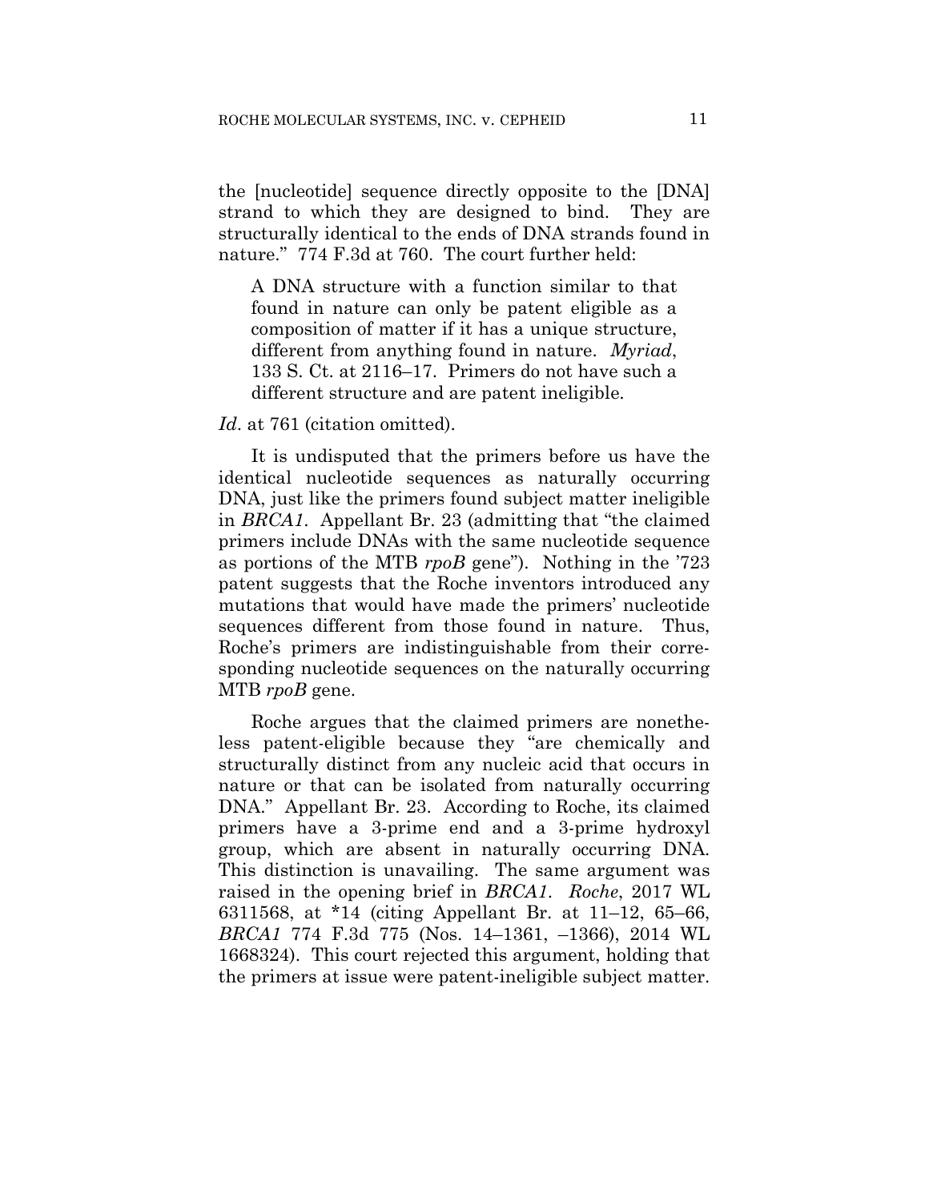the [nucleotide] sequence directly opposite to the [DNA] strand to which they are designed to bind. They are structurally identical to the ends of DNA strands found in nature." 774 F.3d at 760. The court further held:

> A DNA structure with a function similar to that found in nature can only be patent eligible as a composition of matter if it has a unique structure, different from anything found in nature. *Myriad*, 133 S. Ct. at 2116–17. Primers do not have such a different structure and are patent ineligible.

*Id*. at 761 (citation omitted).

It is undisputed that the primers before us have the identical nucleotide sequences as naturally occurring DNA, just like the primers found subject matter ineligible in *BRCA1*. Appellant Br. 23 (admitting that "the claimed primers include DNAs with the same nucleotide sequence as portions of the MTB *rpoB* gene"). Nothing in the '723 patent suggests that the Roche inventors introduced any mutations that would have made the primers' nucleotide sequences different from those found in nature. Thus, Roche's primers are indistinguishable from their corresponding nucleotide sequences on the naturally occurring MTB *rpoB* gene.

Roche argues that the claimed primers are nonetheless patent-eligible because they "are chemically and structurally distinct from any nucleic acid that occurs in nature or that can be isolated from naturally occurring DNA." Appellant Br. 23. According to Roche, its claimed primers have a 3-prime end and a 3-prime hydroxyl group, which are absent in naturally occurring DNA. This distinction is unavailing. The same argument was raised in the opening brief in *BRCA1*. *Roche*, 2017 WL 6311568, at *14 (citing Appellant Br. at 11–12, 65–66, *BRCA1* 774 F.3d 775 (Nos. 14–1361, –1366), 2014 WL 1668324). This court rejected this argument, holding that the primers at issue were patent-ineligible subject matter.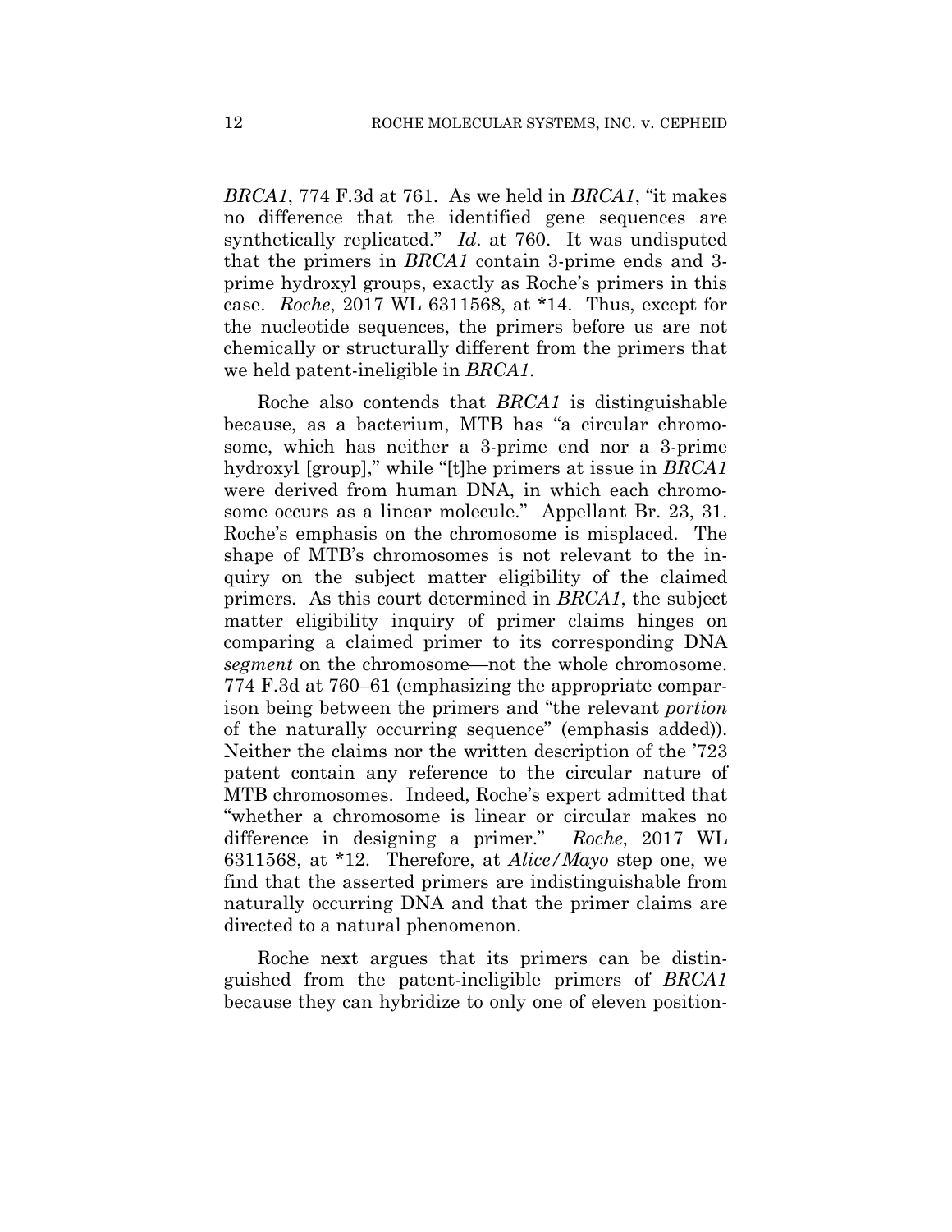*BRCA1*, 774 F.3d at 761. As we held in *BRCA1*, "it makes no difference that the identified gene sequences are synthetically replicated." *Id.* at 760. It was undisputed that the primers in *BRCA1* contain 3-prime ends and 3-prime hydroxyl groups, exactly as Roche's primers in this case. *Roche*, 2017 WL 6311568, at \*14. Thus, except for the nucleotide sequences, the primers before us are not chemically or structurally different from the primers that we held patent-ineligible in *BRCA1*.

Roche also contends that *BRCA1* is distinguishable because, as a bacterium, MTB has "a circular chromosome, which has neither a 3-prime end nor a 3-prime hydroxyl [group]," while "[t]he primers at issue in *BRCA1* were derived from human DNA, in which each chromosome occurs as a linear molecule." Appellant Br. 23, 31. Roche's emphasis on the chromosome is misplaced. The shape of MTB's chromosomes is not relevant to the inquiry on the subject matter eligibility of the claimed primers. As this court determined in *BRCA1*, the subject matter eligibility inquiry of primer claims hinges on comparing a claimed primer to its corresponding DNA *segment* on the chromosome—not the whole chromosome. 774 F.3d at 760–61 (emphasizing the appropriate comparison being between the primers and "the relevant *portion* of the naturally occurring sequence" (emphasis added)). Neither the claims nor the written description of the '723 patent contain any reference to the circular nature of MTB chromosomes. Indeed, Roche's expert admitted that "whether a chromosome is linear or circular makes no difference in designing a primer." *Roche*, 2017 WL 6311568, at \*12. Therefore, at *Alice/Mayo* step one, we find that the asserted primers are indistinguishable from naturally occurring DNA and that the primer claims are directed to a natural phenomenon.

Roche next argues that its primers can be distinguished from the patent-ineligible primers of *BRCA1* because they can hybridize to only one of eleven position-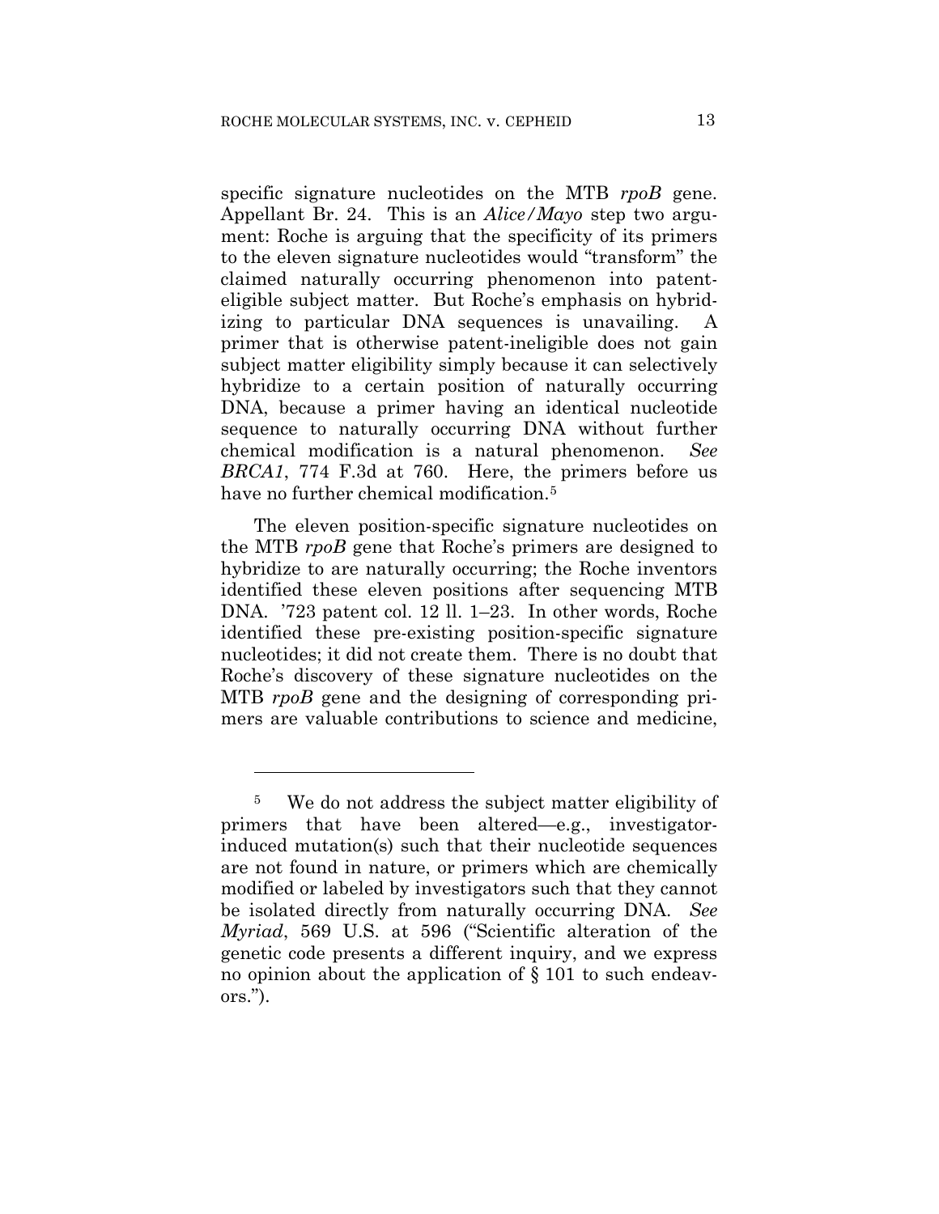specific signature nucleotides on the MTB *rpoB* gene. Appellant Br. 24. This is an *Alice/Mayo* step two argument: Roche is arguing that the specificity of its primers to the eleven signature nucleotides would "transform" the claimed naturally occurring phenomenon into patent-eligible subject matter. But Roche's emphasis on hybridizing to particular DNA sequences is unavailing. A primer that is otherwise patent-ineligible does not gain subject matter eligibility simply because it can selectively hybridize to a certain position of naturally occurring DNA, because a primer having an identical nucleotide sequence to naturally occurring DNA without further chemical modification is a natural phenomenon. *See BRCA1*, 774 F.3d at 760. Here, the primers before us have no further chemical modification.[5]

The eleven position-specific signature nucleotides on the MTB *rpoB* gene that Roche's primers are designed to hybridize to are naturally occurring; the Roche inventors identified these eleven positions after sequencing MTB DNA. '723 patent col. 12 ll. 1–23. In other words, Roche identified these pre-existing position-specific signature nucleotides; it did not create them. There is no doubt that Roche's discovery of these signature nucleotides on the MTB *rpoB* gene and the designing of corresponding primers are valuable contributions to science and medicine,

---

[5] We do not address the subject matter eligibility of primers that have been altered—e.g., investigator-induced mutation(s) such that their nucleotide sequences are not found in nature, or primers which are chemically modified or labeled by investigators such that they cannot be isolated directly from naturally occurring DNA. *See Myriad*, 569 U.S. at 596 ("Scientific alteration of the genetic code presents a different inquiry, and we express no opinion about the application of § 101 to such endeavors.").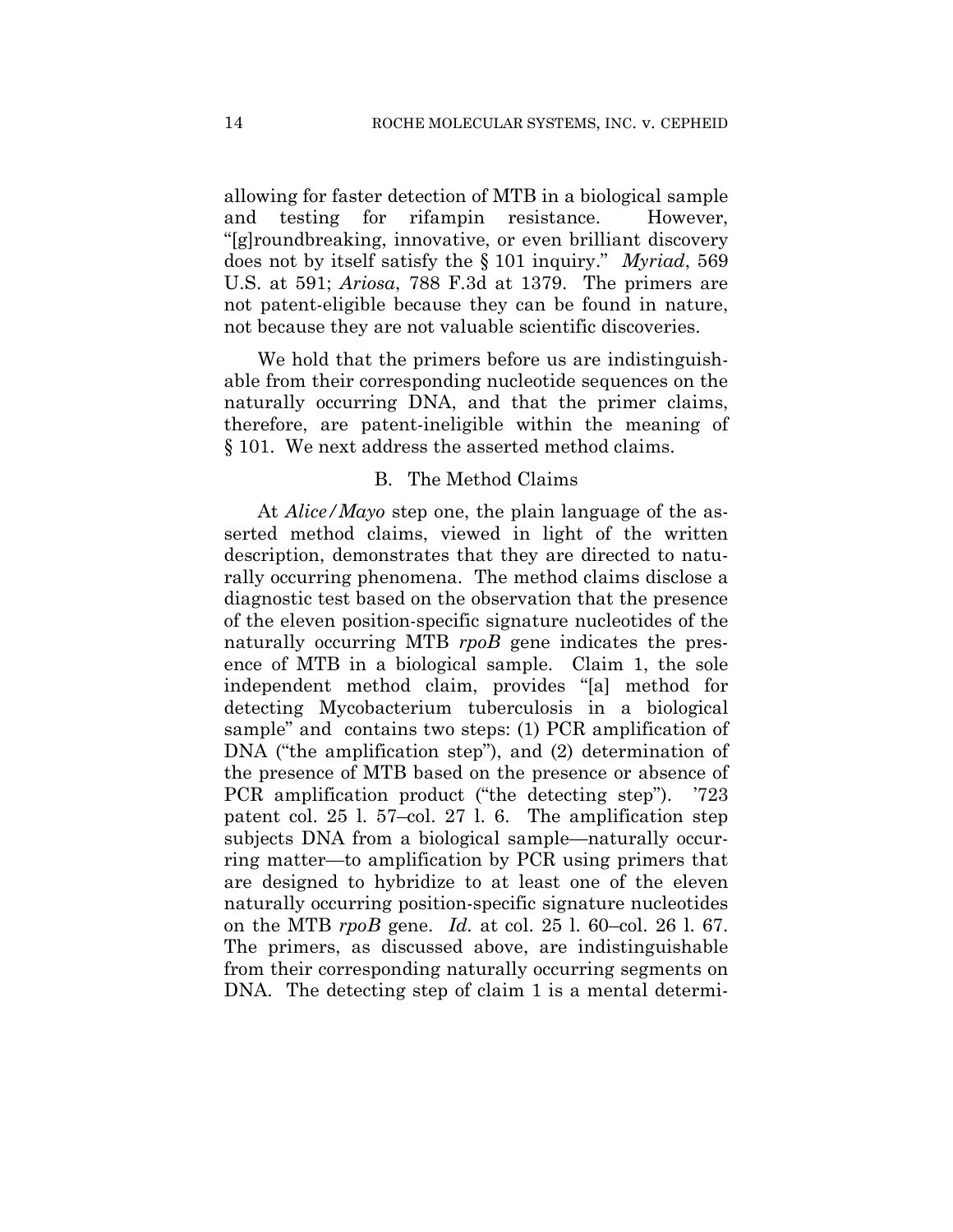allowing for faster detection of MTB in a biological sample and testing for rifampin resistance. However, "[g]roundbreaking, innovative, or even brilliant discovery does not by itself satisfy the § 101 inquiry." *Myriad*, 569 U.S. at 591; *Ariosa*, 788 F.3d at 1379. The primers are not patent-eligible because they can be found in nature, not because they are not valuable scientific discoveries.

We hold that the primers before us are indistinguishable from their corresponding nucleotide sequences on the naturally occurring DNA, and that the primer claims, therefore, are patent-ineligible within the meaning of § 101. We next address the asserted method claims.

### B. The Method Claims

At *Alice/Mayo* step one, the plain language of the asserted method claims, viewed in light of the written description, demonstrates that they are directed to naturally occurring phenomena. The method claims disclose a diagnostic test based on the observation that the presence of the eleven position-specific signature nucleotides of the naturally occurring MTB *rpoB* gene indicates the presence of MTB in a biological sample. Claim 1, the sole independent method claim, provides "[a] method for detecting Mycobacterium tuberculosis in a biological sample" and contains two steps: (1) PCR amplification of DNA ("the amplification step"), and (2) determination of the presence of MTB based on the presence or absence of PCR amplification product ("the detecting step"). '723 patent col. 25 l. 57–col. 27 l. 6. The amplification step subjects DNA from a biological sample—naturally occurring matter—to amplification by PCR using primers that are designed to hybridize to at least one of the eleven naturally occurring position-specific signature nucleotides on the MTB *rpoB* gene. *Id.* at col. 25 l. 60–col. 26 l. 67. The primers, as discussed above, are indistinguishable from their corresponding naturally occurring segments on DNA. The detecting step of claim 1 is a mental determi-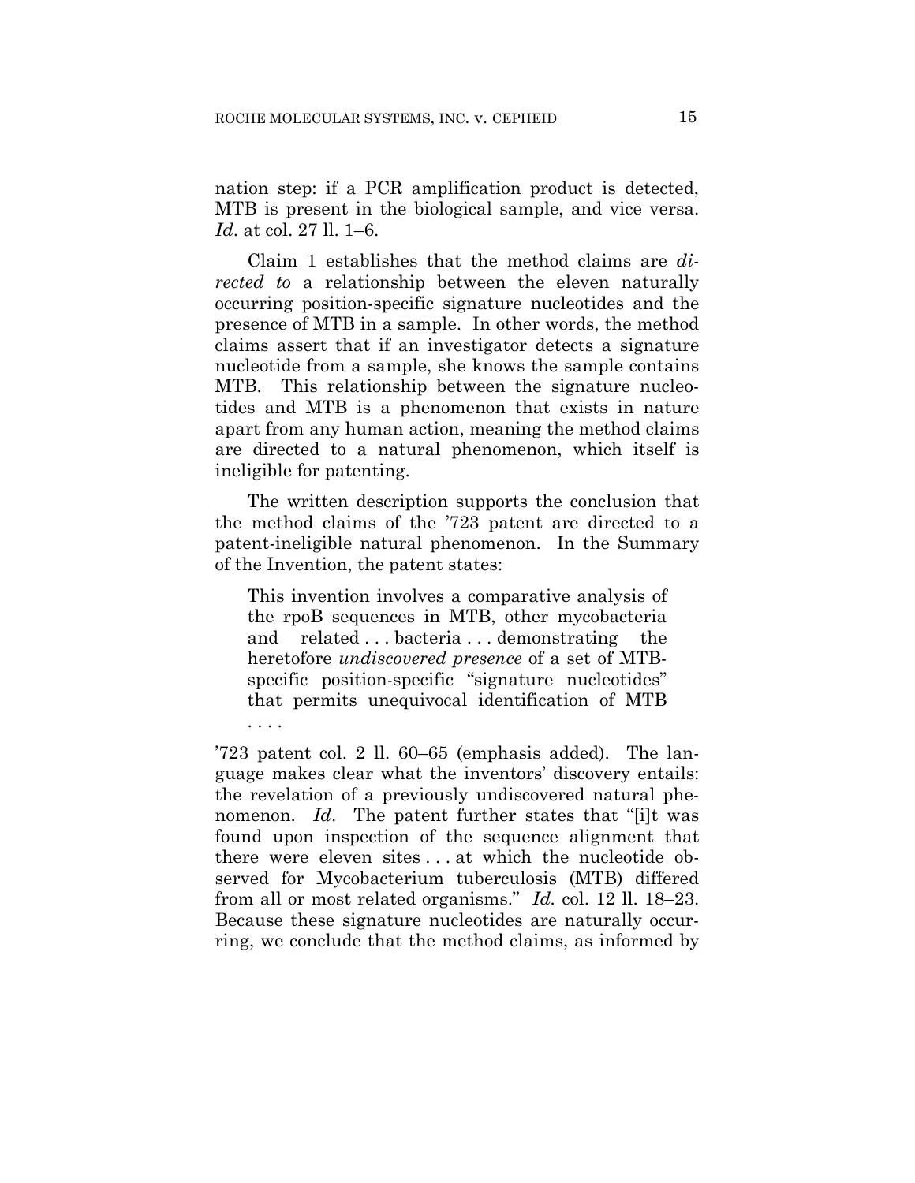nation step: if a PCR amplification product is detected, MTB is present in the biological sample, and vice versa. *Id*. at col. 27 ll. 1–6.

Claim 1 establishes that the method claims are *directed to* a relationship between the eleven naturally occurring position-specific signature nucleotides and the presence of MTB in a sample. In other words, the method claims assert that if an investigator detects a signature nucleotide from a sample, she knows the sample contains MTB. This relationship between the signature nucleotides and MTB is a phenomenon that exists in nature apart from any human action, meaning the method claims are directed to a natural phenomenon, which itself is ineligible for patenting.

The written description supports the conclusion that the method claims of the '723 patent are directed to a patent-ineligible natural phenomenon. In the Summary of the Invention, the patent states:

> This invention involves a comparative analysis of the rpoB sequences in MTB, other mycobacteria and related . . . bacteria . . . demonstrating the heretofore *undiscovered presence* of a set of MTB-specific position-specific "signature nucleotides" that permits unequivocal identification of MTB . . . .

'723 patent col. 2 ll. 60–65 (emphasis added). The language makes clear what the inventors' discovery entails: the revelation of a previously undiscovered natural phenomenon. *Id*. The patent further states that "[i]t was found upon inspection of the sequence alignment that there were eleven sites . . . at which the nucleotide observed for Mycobacterium tuberculosis (MTB) differed from all or most related organisms." *Id.* col. 12 ll. 18–23. Because these signature nucleotides are naturally occurring, we conclude that the method claims, as informed by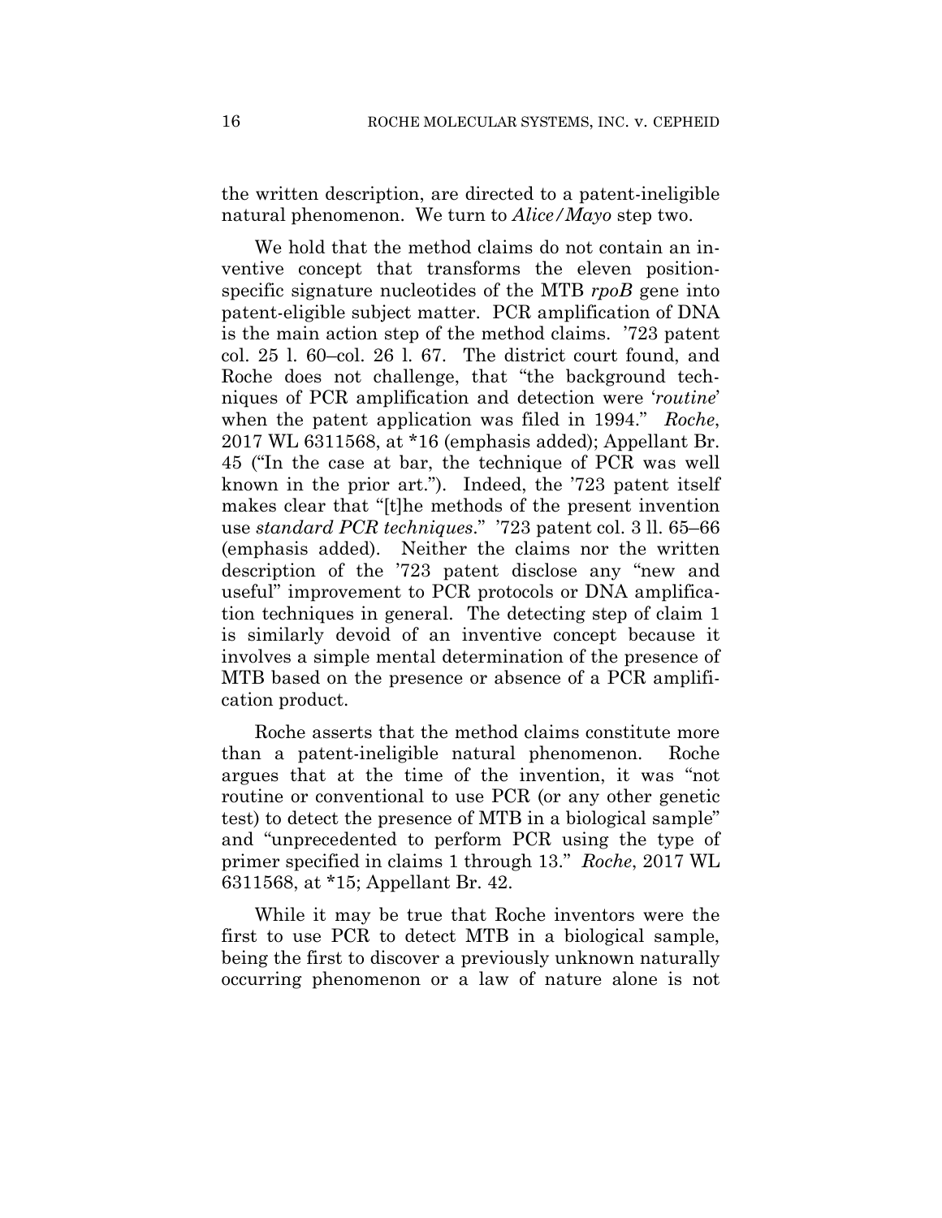the written description, are directed to a patent-ineligible natural phenomenon. We turn to *Alice/Mayo* step two.

We hold that the method claims do not contain an inventive concept that transforms the eleven position-specific signature nucleotides of the MTB *rpoB* gene into patent-eligible subject matter. PCR amplification of DNA is the main action step of the method claims. '723 patent col. 25 l. 60–col. 26 l. 67. The district court found, and Roche does not challenge, that "the background techniques of PCR amplification and detection were '*routine*' when the patent application was filed in 1994." *Roche*, 2017 WL 6311568, at *16 (emphasis added); Appellant Br. 45 ("In the case at bar, the technique of PCR was well known in the prior art."). Indeed, the '723 patent itself makes clear that "[t]he methods of the present invention use *standard PCR techniques*." '723 patent col. 3 ll. 65–66 (emphasis added). Neither the claims nor the written description of the '723 patent disclose any "new and useful" improvement to PCR protocols or DNA amplification techniques in general. The detecting step of claim 1 is similarly devoid of an inventive concept because it involves a simple mental determination of the presence of MTB based on the presence or absence of a PCR amplification product.

Roche asserts that the method claims constitute more than a patent-ineligible natural phenomenon. Roche argues that at the time of the invention, it was "not routine or conventional to use PCR (or any other genetic test) to detect the presence of MTB in a biological sample" and "unprecedented to perform PCR using the type of primer specified in claims 1 through 13." *Roche*, 2017 WL 6311568, at *15; Appellant Br. 42.

While it may be true that Roche inventors were the first to use PCR to detect MTB in a biological sample, being the first to discover a previously unknown naturally occurring phenomenon or a law of nature alone is not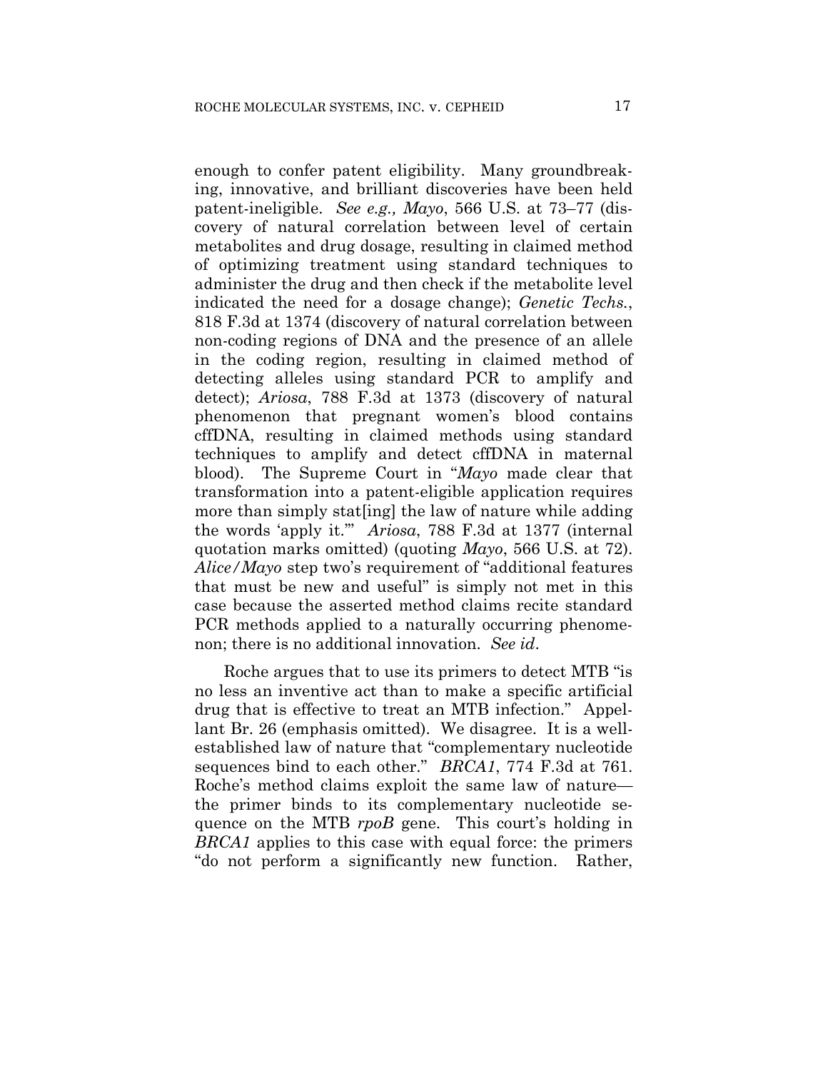enough to confer patent eligibility. Many groundbreaking, innovative, and brilliant discoveries have been held patent-ineligible. *See e.g., Mayo*, 566 U.S. at 73–77 (discovery of natural correlation between level of certain metabolites and drug dosage, resulting in claimed method of optimizing treatment using standard techniques to administer the drug and then check if the metabolite level indicated the need for a dosage change); *Genetic Techs.*, 818 F.3d at 1374 (discovery of natural correlation between non-coding regions of DNA and the presence of an allele in the coding region, resulting in claimed method of detecting alleles using standard PCR to amplify and detect); *Ariosa*, 788 F.3d at 1373 (discovery of natural phenomenon that pregnant women's blood contains cffDNA, resulting in claimed methods using standard techniques to amplify and detect cffDNA in maternal blood). The Supreme Court in "*Mayo* made clear that transformation into a patent-eligible application requires more than simply stat[ing] the law of nature while adding the words 'apply it.'" *Ariosa*, 788 F.3d at 1377 (internal quotation marks omitted) (quoting *Mayo*, 566 U.S. at 72). *Alice/Mayo* step two's requirement of "additional features that must be new and useful" is simply not met in this case because the asserted method claims recite standard PCR methods applied to a naturally occurring phenomenon; there is no additional innovation. *See id*.

Roche argues that to use its primers to detect MTB "is no less an inventive act than to make a specific artificial drug that is effective to treat an MTB infection." Appellant Br. 26 (emphasis omitted). We disagree. It is a well-established law of nature that "complementary nucleotide sequences bind to each other." *BRCA1*, 774 F.3d at 761. Roche's method claims exploit the same law of nature—the primer binds to its complementary nucleotide sequence on the MTB *rpoB* gene. This court's holding in *BRCA1* applies to this case with equal force: the primers "do not perform a significantly new function. Rather,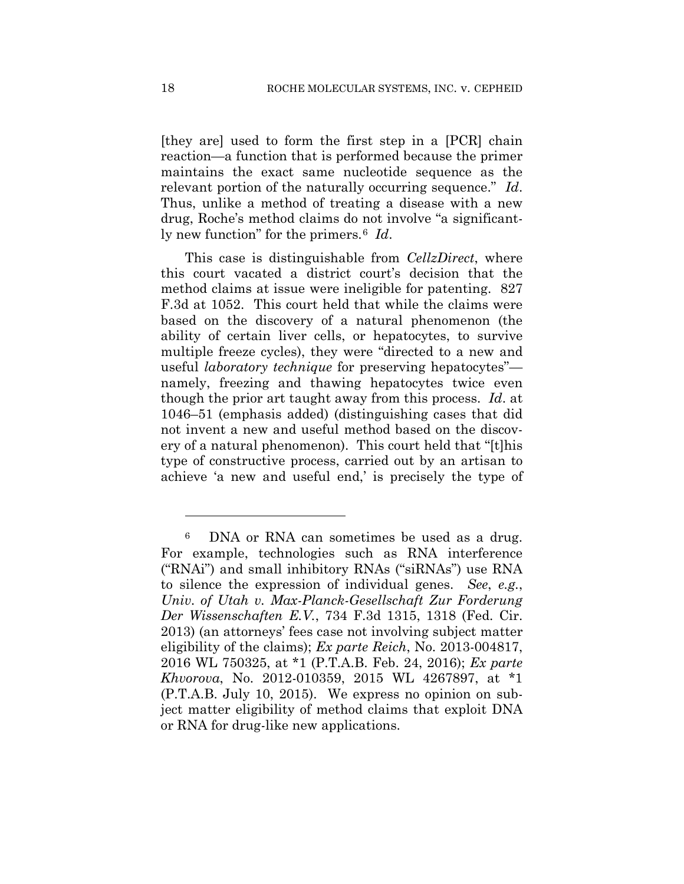[they are] used to form the first step in a [PCR] chain reaction—a function that is performed because the primer maintains the exact same nucleotide sequence as the relevant portion of the naturally occurring sequence." *Id*. Thus, unlike a method of treating a disease with a new drug, Roche's method claims do not involve "a significantly new function" for the primers.[6] *Id*.

This case is distinguishable from *CellzDirect*, where this court vacated a district court's decision that the method claims at issue were ineligible for patenting. 827 F.3d at 1052. This court held that while the claims were based on the discovery of a natural phenomenon (the ability of certain liver cells, or hepatocytes, to survive multiple freeze cycles), they were "directed to a new and useful *laboratory technique* for preserving hepatocytes"—namely, freezing and thawing hepatocytes twice even though the prior art taught away from this process. *Id*. at 1046–51 (emphasis added) (distinguishing cases that did not invent a new and useful method based on the discovery of a natural phenomenon). This court held that "[t]his type of constructive process, carried out by an artisan to achieve 'a new and useful end,' is precisely the type of

---

[6] DNA or RNA can sometimes be used as a drug. For example, technologies such as RNA interference ("RNAi") and small inhibitory RNAs ("siRNAs") use RNA to silence the expression of individual genes. *See*, *e.g.*, *Univ. of Utah v. Max-Planck-Gesellschaft Zur Forderung Der Wissenschaften E.V.*, 734 F.3d 1315, 1318 (Fed. Cir. 2013) (an attorneys' fees case not involving subject matter eligibility of the claims); *Ex parte Reich*, No. 2013-004817, 2016 WL 750325, at *1 (P.T.A.B. Feb. 24, 2016); *Ex parte Khvorova*, No. 2012-010359, 2015 WL 4267897, at *1 (P.T.A.B. July 10, 2015). We express no opinion on subject matter eligibility of method claims that exploit DNA or RNA for drug-like new applications.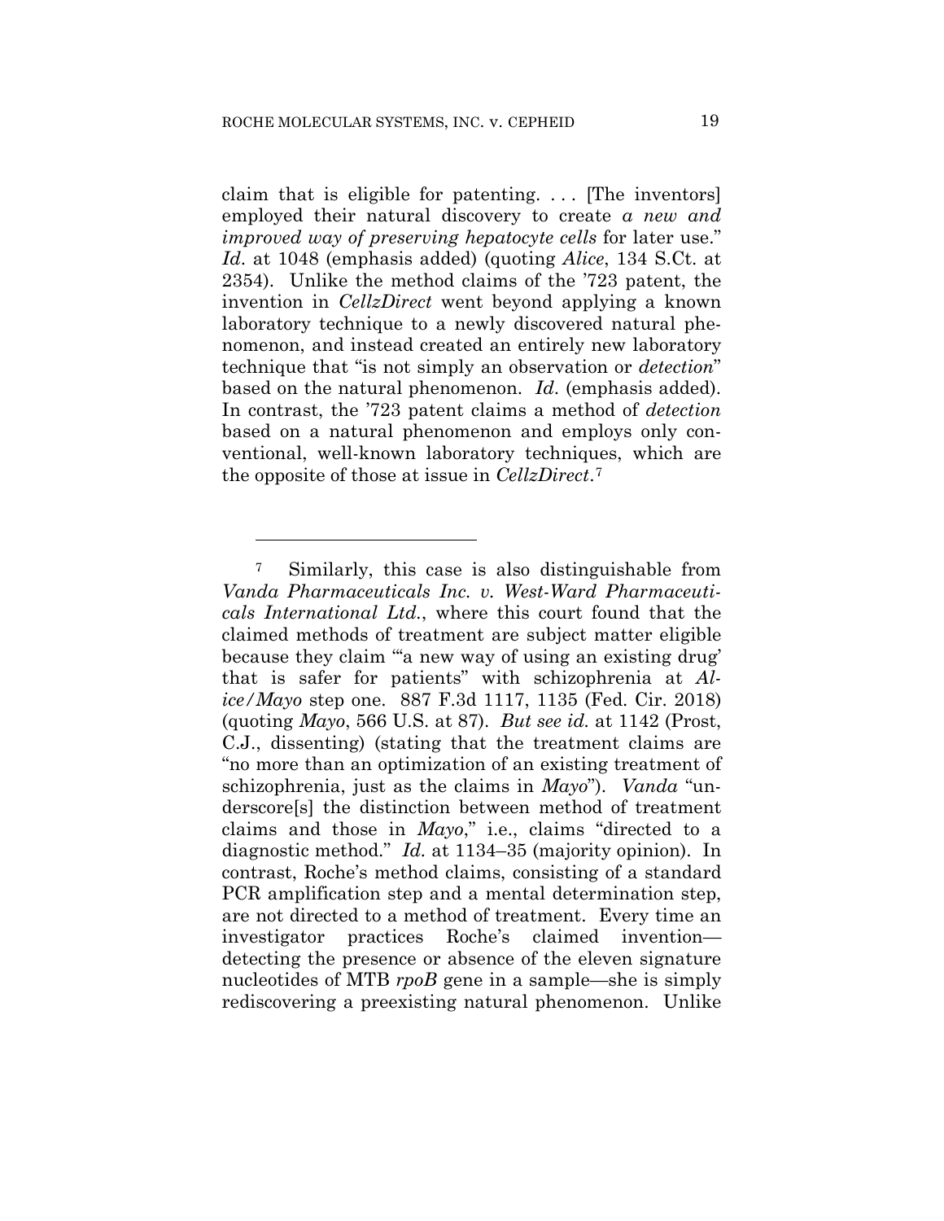claim that is eligible for patenting. . . . [The inventors] employed their natural discovery to create *a new and improved way of preserving hepatocyte cells* for later use." *Id*. at 1048 (emphasis added) (quoting *Alice*, 134 S.Ct. at 2354). Unlike the method claims of the '723 patent, the invention in *CellzDirect* went beyond applying a known laboratory technique to a newly discovered natural phenomenon, and instead created an entirely new laboratory technique that "is not simply an observation or *detection*" based on the natural phenomenon. *Id*. (emphasis added). In contrast, the '723 patent claims a method of *detection* based on a natural phenomenon and employs only conventional, well-known laboratory techniques, which are the opposite of those at issue in *CellzDirect*.[7]

---

[7] Similarly, this case is also distinguishable from *Vanda Pharmaceuticals Inc. v. West-Ward Pharmaceuticals International Ltd.*, where this court found that the claimed methods of treatment are subject matter eligible because they claim "'a new way of using an existing drug' that is safer for patients" with schizophrenia at *Alice/Mayo* step one. 887 F.3d 1117, 1135 (Fed. Cir. 2018) (quoting *Mayo*, 566 U.S. at 87). *But see id.* at 1142 (Prost, C.J., dissenting) (stating that the treatment claims are "no more than an optimization of an existing treatment of schizophrenia, just as the claims in *Mayo*"). *Vanda* "underscore[s] the distinction between method of treatment claims and those in *Mayo*," i.e., claims "directed to a diagnostic method." *Id*. at 1134–35 (majority opinion). In contrast, Roche's method claims, consisting of a standard PCR amplification step and a mental determination step, are not directed to a method of treatment. Every time an investigator practices Roche's claimed invention—detecting the presence or absence of the eleven signature nucleotides of MTB *rpoB* gene in a sample—she is simply rediscovering a preexisting natural phenomenon. Unlike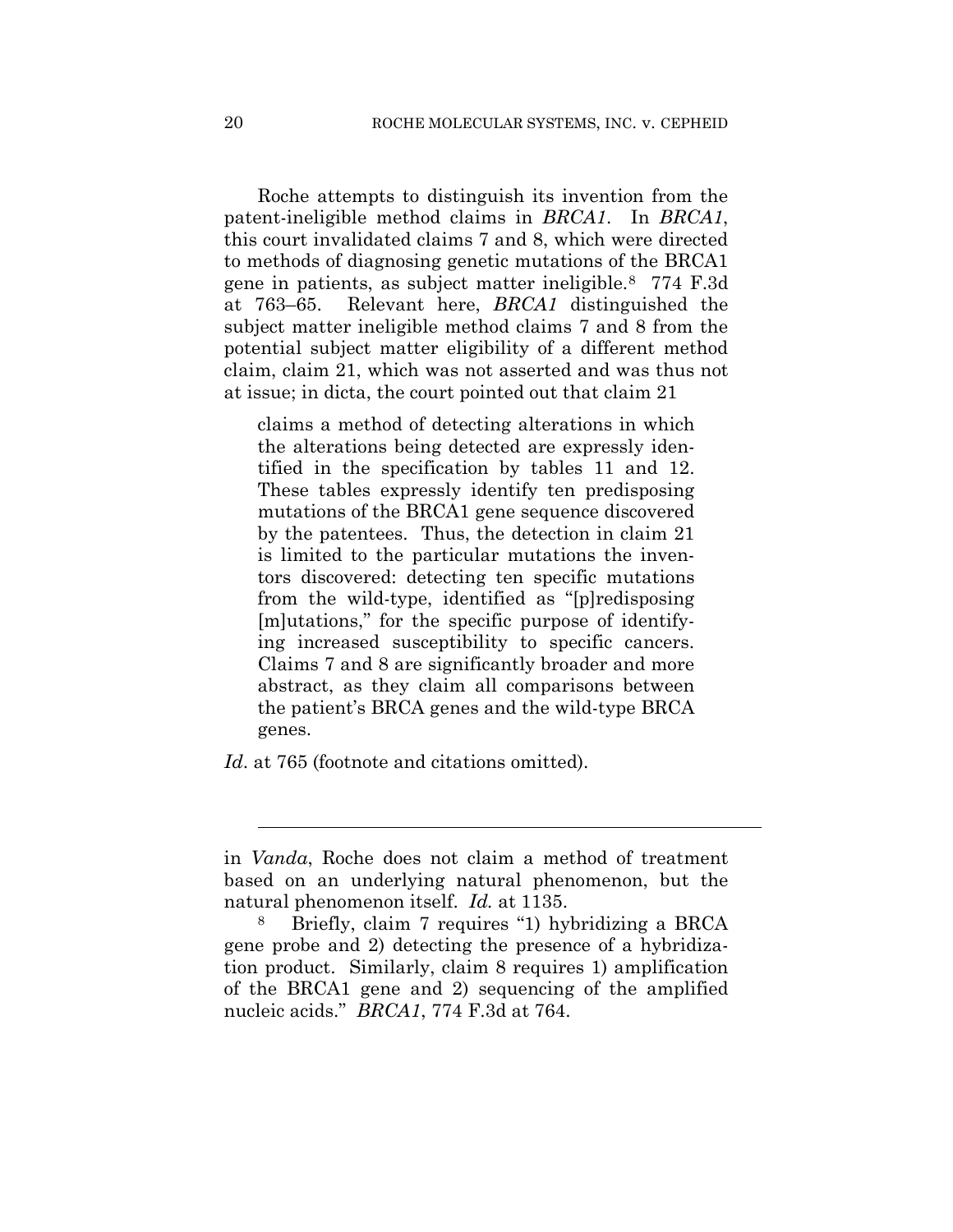Roche attempts to distinguish its invention from the patent-ineligible method claims in *BRCA1*. In *BRCA1*, this court invalidated claims 7 and 8, which were directed to methods of diagnosing genetic mutations of the BRCA1 gene in patients, as subject matter ineligible.[8] 774 F.3d at 763–65. Relevant here, *BRCA1* distinguished the subject matter ineligible method claims 7 and 8 from the potential subject matter eligibility of a different method claim, claim 21, which was not asserted and was thus not at issue; in dicta, the court pointed out that claim 21

> claims a method of detecting alterations in which the alterations being detected are expressly identified in the specification by tables 11 and 12. These tables expressly identify ten predisposing mutations of the BRCA1 gene sequence discovered by the patentees. Thus, the detection in claim 21 is limited to the particular mutations the inventors discovered: detecting ten specific mutations from the wild-type, identified as "[p]redisposing [m]utations," for the specific purpose of identifying increased susceptibility to specific cancers. Claims 7 and 8 are significantly broader and more abstract, as they claim all comparisons between the patient's BRCA genes and the wild-type BRCA genes.

*Id*. at 765 (footnote and citations omitted).

---

in *Vanda*, Roche does not claim a method of treatment based on an underlying natural phenomenon, but the natural phenomenon itself. *Id.* at 1135.

[8] Briefly, claim 7 requires "1) hybridizing a BRCA gene probe and 2) detecting the presence of a hybridization product. Similarly, claim 8 requires 1) amplification of the BRCA1 gene and 2) sequencing of the amplified nucleic acids." *BRCA1*, 774 F.3d at 764.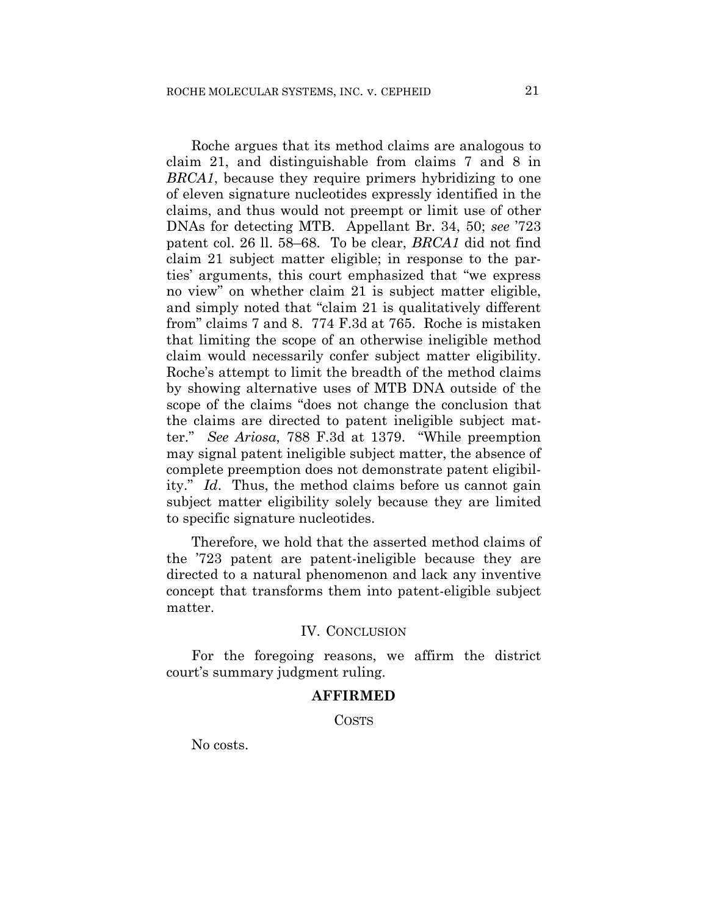Roche argues that its method claims are analogous to claim 21, and distinguishable from claims 7 and 8 in *BRCA1*, because they require primers hybridizing to one of eleven signature nucleotides expressly identified in the claims, and thus would not preempt or limit use of other DNAs for detecting MTB. Appellant Br. 34, 50; *see* '723 patent col. 26 ll. 58–68. To be clear, *BRCA1* did not find claim 21 subject matter eligible; in response to the parties' arguments, this court emphasized that "we express no view" on whether claim 21 is subject matter eligible, and simply noted that "claim 21 is qualitatively different from" claims 7 and 8. 774 F.3d at 765. Roche is mistaken that limiting the scope of an otherwise ineligible method claim would necessarily confer subject matter eligibility. Roche's attempt to limit the breadth of the method claims by showing alternative uses of MTB DNA outside of the scope of the claims "does not change the conclusion that the claims are directed to patent ineligible subject matter." *See Ariosa*, 788 F.3d at 1379. "While preemption may signal patent ineligible subject matter, the absence of complete preemption does not demonstrate patent eligibility." *Id*. Thus, the method claims before us cannot gain subject matter eligibility solely because they are limited to specific signature nucleotides.

Therefore, we hold that the asserted method claims of the '723 patent are patent-ineligible because they are directed to a natural phenomenon and lack any inventive concept that transforms them into patent-eligible subject matter.

## IV. CONCLUSION

For the foregoing reasons, we affirm the district court's summary judgment ruling.

**AFFIRMED**

COSTS

No costs.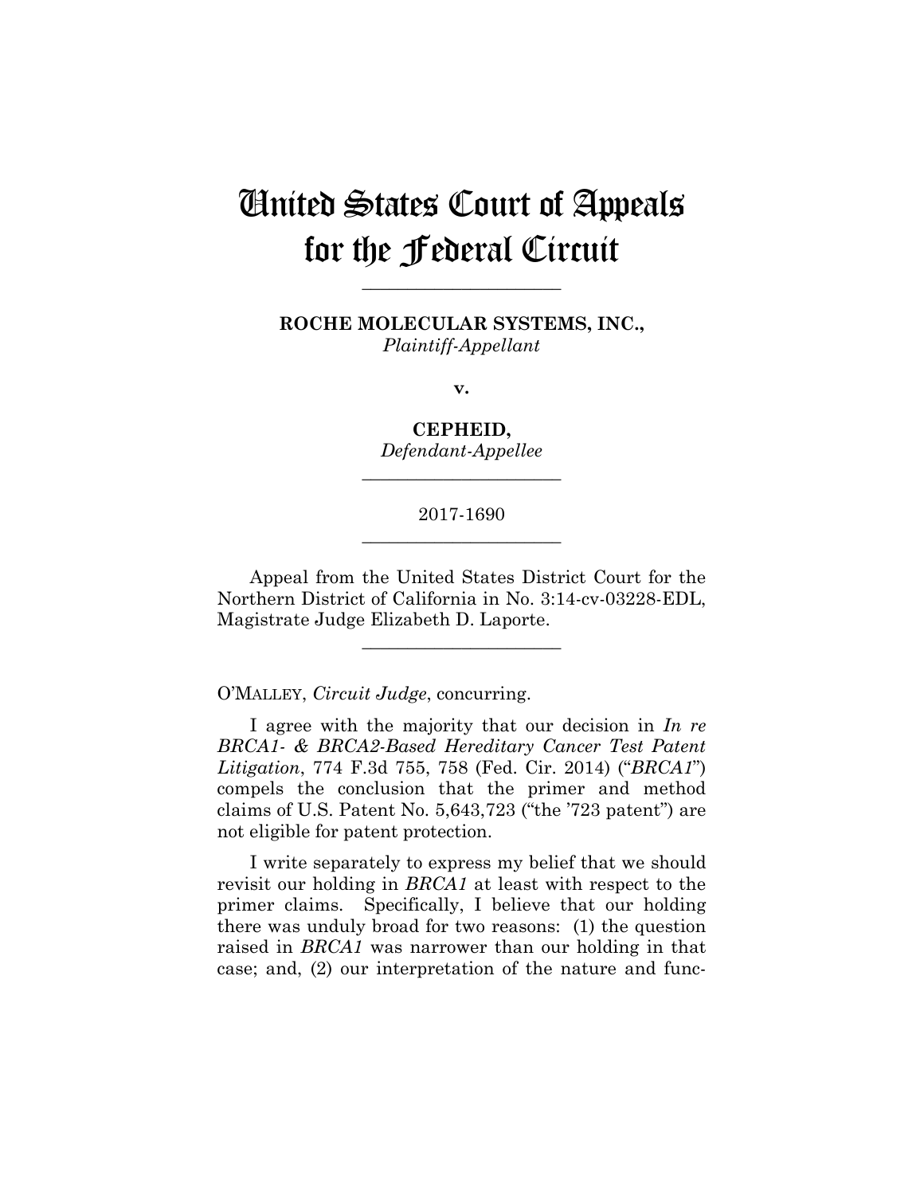# United States Court of Appeals for the Federal Circuit

______________________

**ROCHE MOLECULAR SYSTEMS, INC.,**
*Plaintiff-Appellant*

**v.**

**CEPHEID,**
*Defendant-Appellee*

______________________

2017-1690

______________________

Appeal from the United States District Court for the Northern District of California in No. 3:14-cv-03228-EDL, Magistrate Judge Elizabeth D. Laporte.

______________________

O'MALLEY, *Circuit Judge*, concurring.

I agree with the majority that our decision in *In re BRCA1- & BRCA2-Based Hereditary Cancer Test Patent Litigation*, 774 F.3d 755, 758 (Fed. Cir. 2014) ("*BRCA1*") compels the conclusion that the primer and method claims of U.S. Patent No. 5,643,723 ("the '723 patent") are not eligible for patent protection.

I write separately to express my belief that we should revisit our holding in *BRCA1* at least with respect to the primer claims. Specifically, I believe that our holding there was unduly broad for two reasons: (1) the question raised in *BRCA1* was narrower than our holding in that case; and, (2) our interpretation of the nature and func-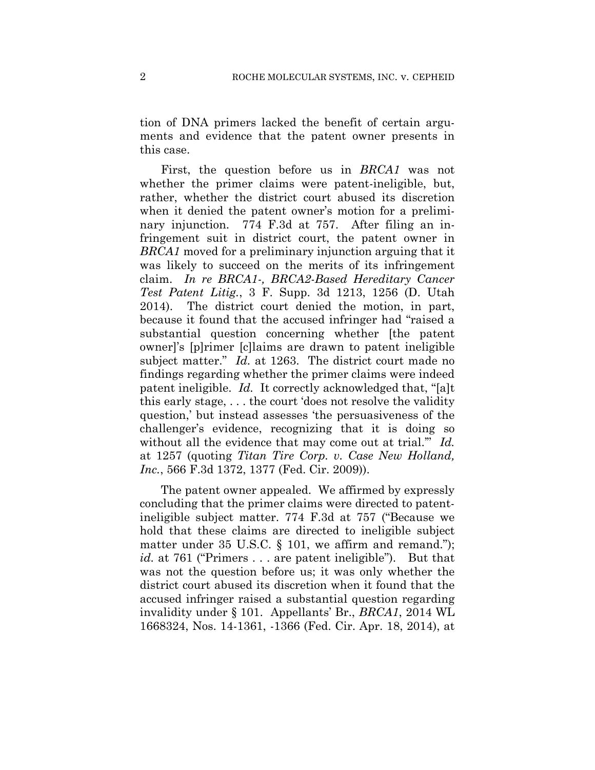tion of DNA primers lacked the benefit of certain arguments and evidence that the patent owner presents in this case.

First, the question before us in *BRCA1* was not whether the primer claims were patent-ineligible, but, rather, whether the district court abused its discretion when it denied the patent owner's motion for a preliminary injunction. 774 F.3d at 757. After filing an infringement suit in district court, the patent owner in *BRCA1* moved for a preliminary injunction arguing that it was likely to succeed on the merits of its infringement claim. *In re BRCA1-, BRCA2-Based Hereditary Cancer Test Patent Litig.*, 3 F. Supp. 3d 1213, 1256 (D. Utah 2014). The district court denied the motion, in part, because it found that the accused infringer had "raised a substantial question concerning whether [the patent owner]'s [p]rimer [c]laims are drawn to patent ineligible subject matter." *Id.* at 1263. The district court made no findings regarding whether the primer claims were indeed patent ineligible. *Id.* It correctly acknowledged that, "[a]t this early stage, . . . the court 'does not resolve the validity question,' but instead assesses 'the persuasiveness of the challenger's evidence, recognizing that it is doing so without all the evidence that may come out at trial.'" *Id.* at 1257 (quoting *Titan Tire Corp. v. Case New Holland, Inc.*, 566 F.3d 1372, 1377 (Fed. Cir. 2009)).

The patent owner appealed. We affirmed by expressly concluding that the primer claims were directed to patent-ineligible subject matter. 774 F.3d at 757 ("Because we hold that these claims are directed to ineligible subject matter under 35 U.S.C. § 101, we affirm and remand."); *id.* at 761 ("Primers . . . are patent ineligible"). But that was not the question before us; it was only whether the district court abused its discretion when it found that the accused infringer raised a substantial question regarding invalidity under § 101. Appellants' Br., *BRCA1*, 2014 WL 1668324, Nos. 14-1361, -1366 (Fed. Cir. Apr. 18, 2014), at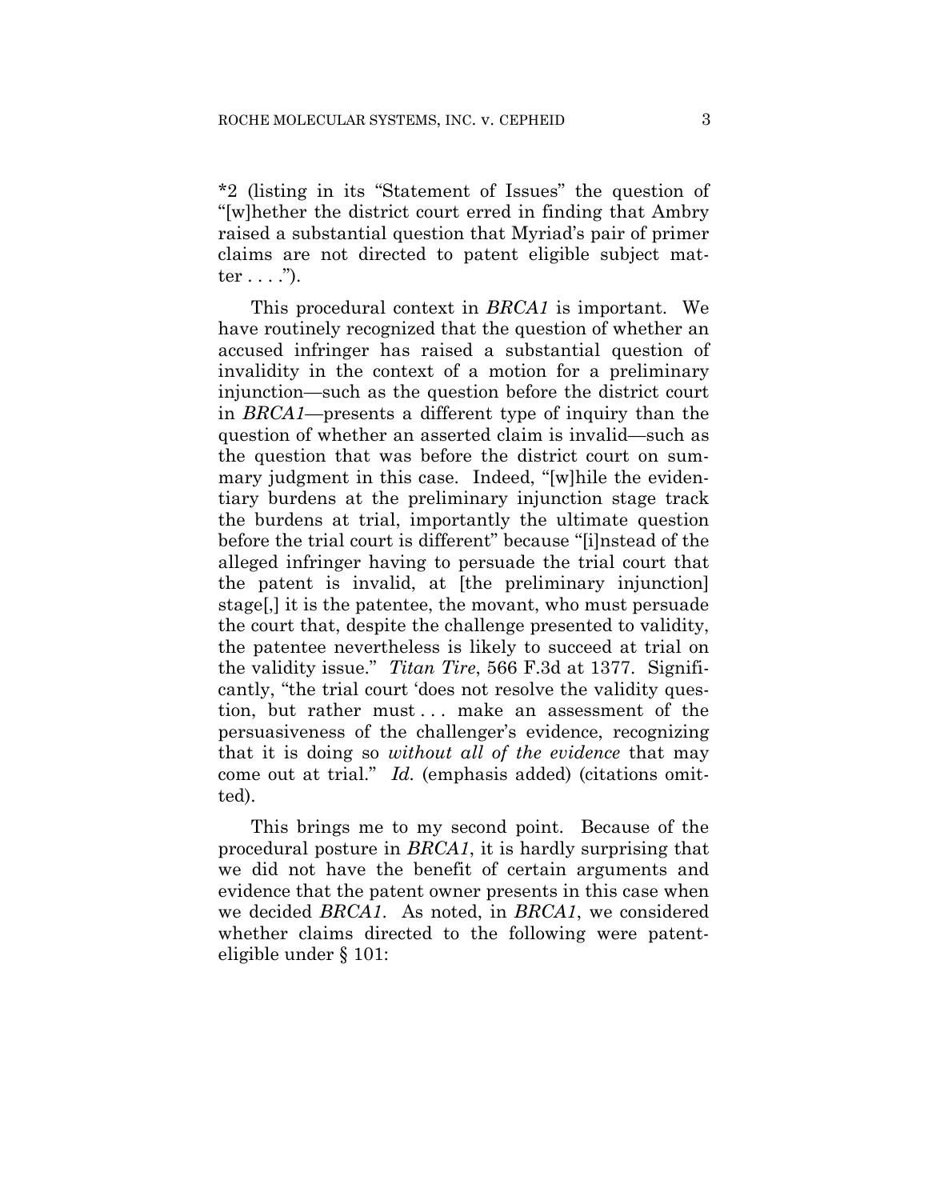*2 (listing in its "Statement of Issues" the question of "[w]hether the district court erred in finding that Ambry raised a substantial question that Myriad's pair of primer claims are not directed to patent eligible subject matter . . . .").

This procedural context in *BRCA1* is important. We have routinely recognized that the question of whether an accused infringer has raised a substantial question of invalidity in the context of a motion for a preliminary injunction—such as the question before the district court in *BRCA1*—presents a different type of inquiry than the question of whether an asserted claim is invalid—such as the question that was before the district court on summary judgment in this case. Indeed, "[w]hile the evidentiary burdens at the preliminary injunction stage track the burdens at trial, importantly the ultimate question before the trial court is different" because "[i]nstead of the alleged infringer having to persuade the trial court that the patent is invalid, at [the preliminary injunction] stage[,] it is the patentee, the movant, who must persuade the court that, despite the challenge presented to validity, the patentee nevertheless is likely to succeed at trial on the validity issue." *Titan Tire*, 566 F.3d at 1377. Significantly, "the trial court 'does not resolve the validity question, but rather must . . . make an assessment of the persuasiveness of the challenger's evidence, recognizing that it is doing so *without all of the evidence* that may come out at trial." *Id.* (emphasis added) (citations omitted).

This brings me to my second point. Because of the procedural posture in *BRCA1*, it is hardly surprising that we did not have the benefit of certain arguments and evidence that the patent owner presents in this case when we decided *BRCA1*. As noted, in *BRCA1*, we considered whether claims directed to the following were patent-eligible under § 101: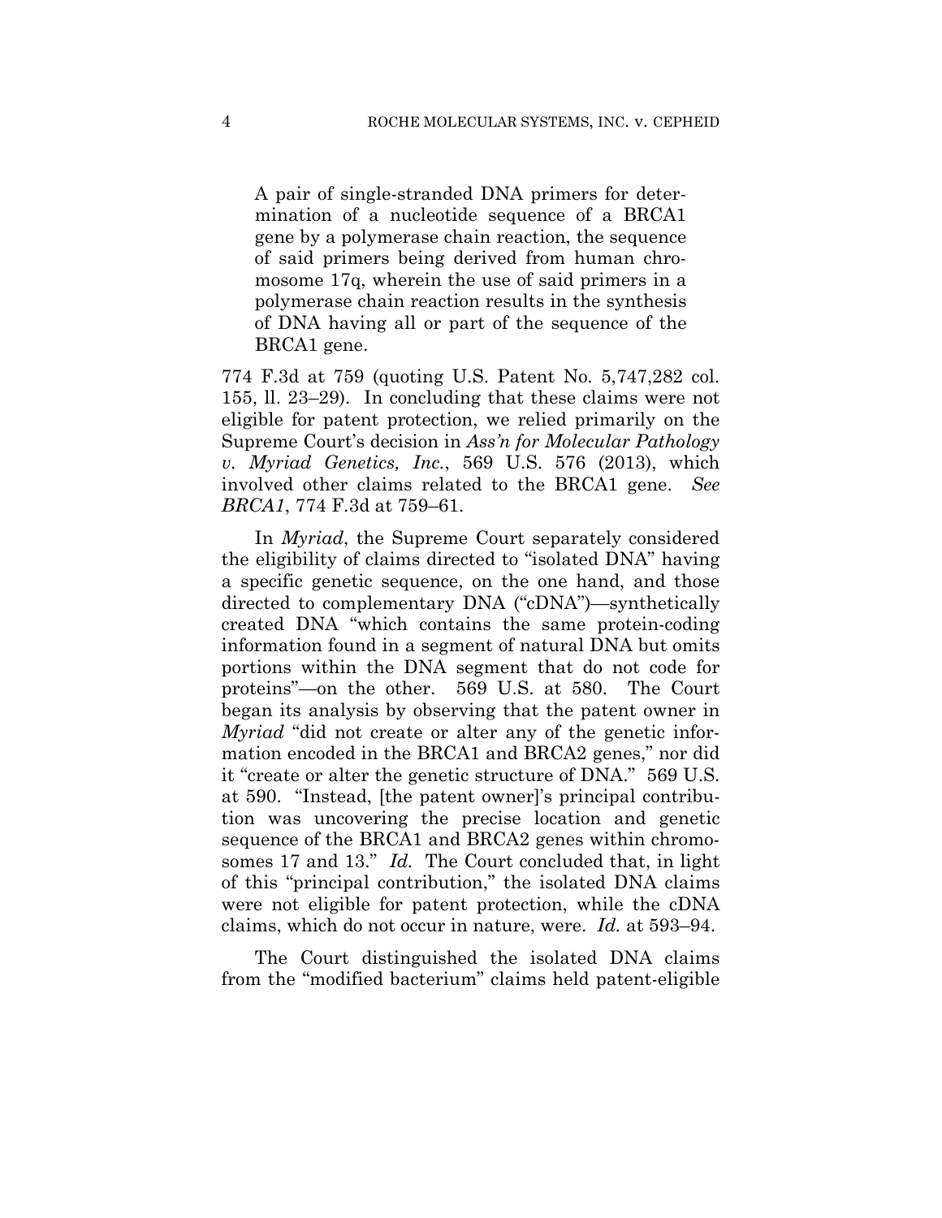> A pair of single-stranded DNA primers for determination of a nucleotide sequence of a BRCA1 gene by a polymerase chain reaction, the sequence of said primers being derived from human chromosome 17q, wherein the use of said primers in a polymerase chain reaction results in the synthesis of DNA having all or part of the sequence of the BRCA1 gene.

774 F.3d at 759 (quoting U.S. Patent No. 5,747,282 col. 155, ll. 23–29). In concluding that these claims were not eligible for patent protection, we relied primarily on the Supreme Court's decision in *Ass'n for Molecular Pathology v. Myriad Genetics, Inc.*, 569 U.S. 576 (2013), which involved other claims related to the BRCA1 gene. *See BRCA1*, 774 F.3d at 759–61.

In *Myriad*, the Supreme Court separately considered the eligibility of claims directed to "isolated DNA" having a specific genetic sequence, on the one hand, and those directed to complementary DNA ("cDNA")—synthetically created DNA "which contains the same protein-coding information found in a segment of natural DNA but omits portions within the DNA segment that do not code for proteins"—on the other. 569 U.S. at 580. The Court began its analysis by observing that the patent owner in *Myriad* "did not create or alter any of the genetic information encoded in the BRCA1 and BRCA2 genes," nor did it "create or alter the genetic structure of DNA." 569 U.S. at 590. "Instead, [the patent owner]'s principal contribution was uncovering the precise location and genetic sequence of the BRCA1 and BRCA2 genes within chromosomes 17 and 13." *Id.* The Court concluded that, in light of this "principal contribution," the isolated DNA claims were not eligible for patent protection, while the cDNA claims, which do not occur in nature, were. *Id.* at 593–94.

The Court distinguished the isolated DNA claims from the "modified bacterium" claims held patent-eligible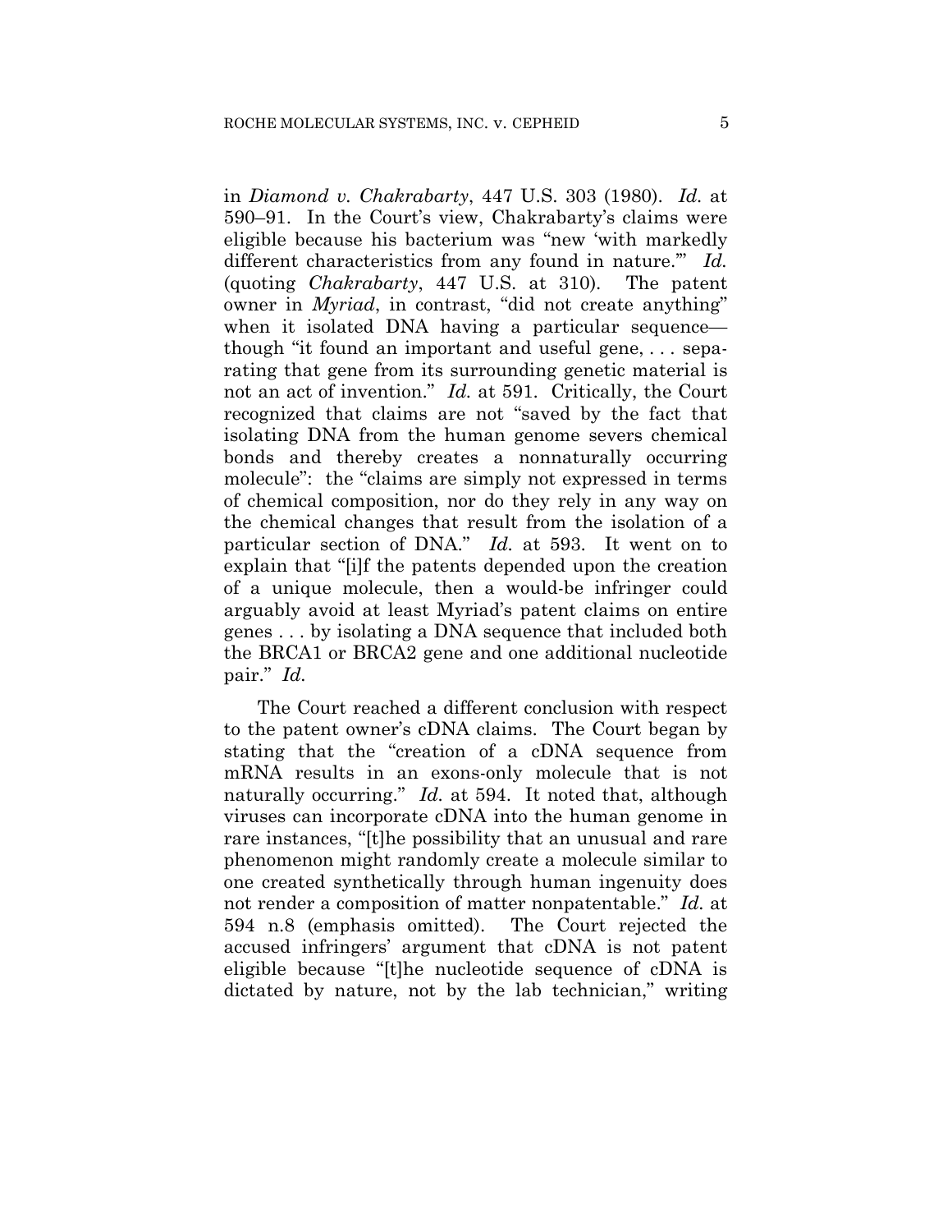in *Diamond v. Chakrabarty*, 447 U.S. 303 (1980). *Id.* at 590–91. In the Court's view, Chakrabarty's claims were eligible because his bacterium was "new 'with markedly different characteristics from any found in nature.'" *Id.* (quoting *Chakrabarty*, 447 U.S. at 310). The patent owner in *Myriad*, in contrast, "did not create anything" when it isolated DNA having a particular sequence—though "it found an important and useful gene, . . . separating that gene from its surrounding genetic material is not an act of invention." *Id.* at 591. Critically, the Court recognized that claims are not "saved by the fact that isolating DNA from the human genome severs chemical bonds and thereby creates a nonnaturally occurring molecule": the "claims are simply not expressed in terms of chemical composition, nor do they rely in any way on the chemical changes that result from the isolation of a particular section of DNA." *Id.* at 593. It went on to explain that "[i]f the patents depended upon the creation of a unique molecule, then a would-be infringer could arguably avoid at least Myriad's patent claims on entire genes . . . by isolating a DNA sequence that included both the BRCA1 or BRCA2 gene and one additional nucleotide pair." *Id.*

The Court reached a different conclusion with respect to the patent owner's cDNA claims. The Court began by stating that the "creation of a cDNA sequence from mRNA results in an exons-only molecule that is not naturally occurring." *Id.* at 594. It noted that, although viruses can incorporate cDNA into the human genome in rare instances, "[t]he possibility that an unusual and rare phenomenon might randomly create a molecule similar to one created synthetically through human ingenuity does not render a composition of matter nonpatentable." *Id.* at 594 n.8 (emphasis omitted). The Court rejected the accused infringers' argument that cDNA is not patent eligible because "[t]he nucleotide sequence of cDNA is dictated by nature, not by the lab technician," writing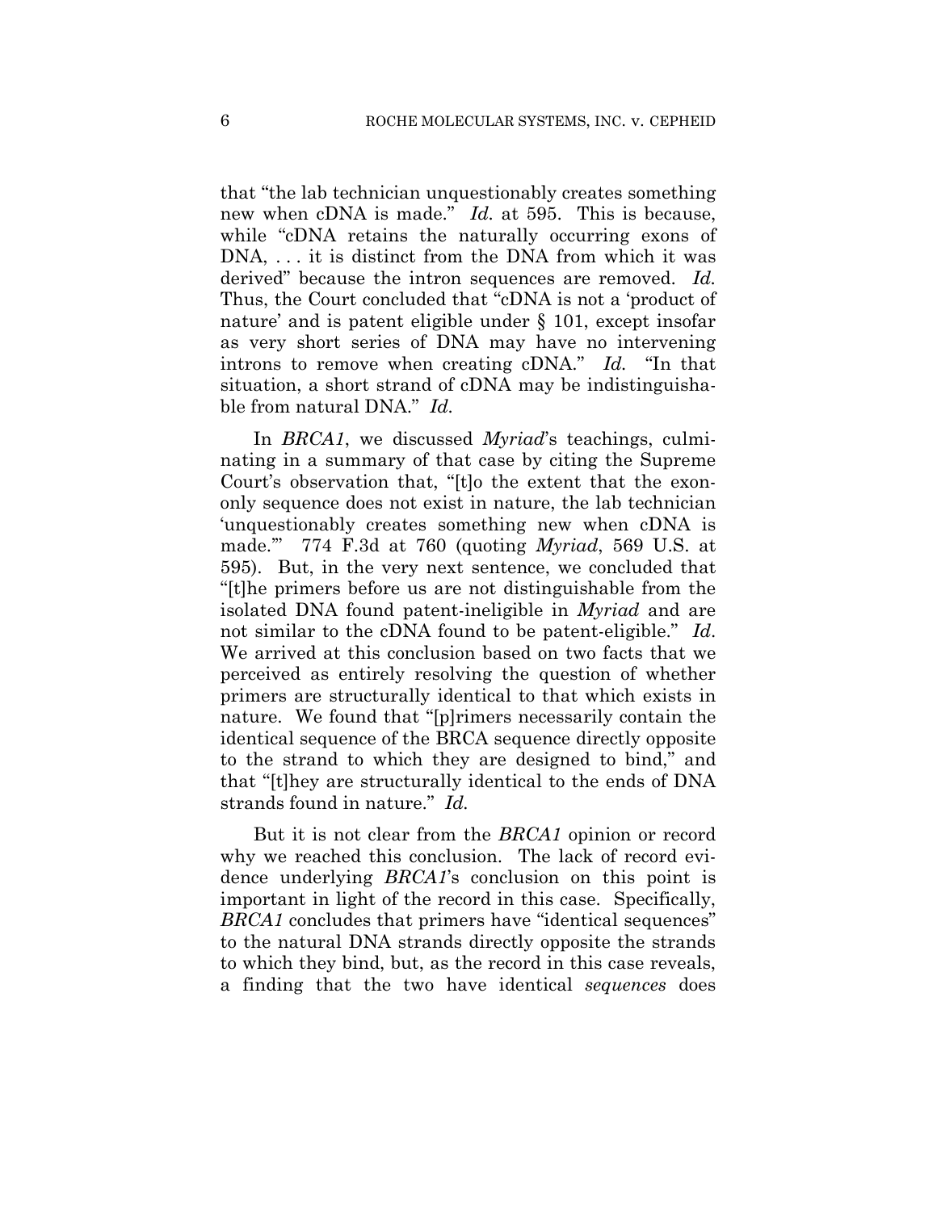that "the lab technician unquestionably creates something new when cDNA is made." *Id.* at 595. This is because, while "cDNA retains the naturally occurring exons of DNA, . . . it is distinct from the DNA from which it was derived" because the intron sequences are removed. *Id.* Thus, the Court concluded that "cDNA is not a 'product of nature' and is patent eligible under § 101, except insofar as very short series of DNA may have no intervening introns to remove when creating cDNA." *Id.* "In that situation, a short strand of cDNA may be indistinguishable from natural DNA." *Id.*

In *BRCA1*, we discussed *Myriad*'s teachings, culminating in a summary of that case by citing the Supreme Court's observation that, "[t]o the extent that the exon-only sequence does not exist in nature, the lab technician 'unquestionably creates something new when cDNA is made.'" 774 F.3d at 760 (quoting *Myriad*, 569 U.S. at 595). But, in the very next sentence, we concluded that "[t]he primers before us are not distinguishable from the isolated DNA found patent-ineligible in *Myriad* and are not similar to the cDNA found to be patent-eligible." *Id.* We arrived at this conclusion based on two facts that we perceived as entirely resolving the question of whether primers are structurally identical to that which exists in nature. We found that "[p]rimers necessarily contain the identical sequence of the BRCA sequence directly opposite to the strand to which they are designed to bind," and that "[t]hey are structurally identical to the ends of DNA strands found in nature." *Id.*

But it is not clear from the *BRCA1* opinion or record why we reached this conclusion. The lack of record evidence underlying *BRCA1*'s conclusion on this point is important in light of the record in this case. Specifically, *BRCA1* concludes that primers have "identical sequences" to the natural DNA strands directly opposite the strands to which they bind, but, as the record in this case reveals, a finding that the two have identical *sequences* does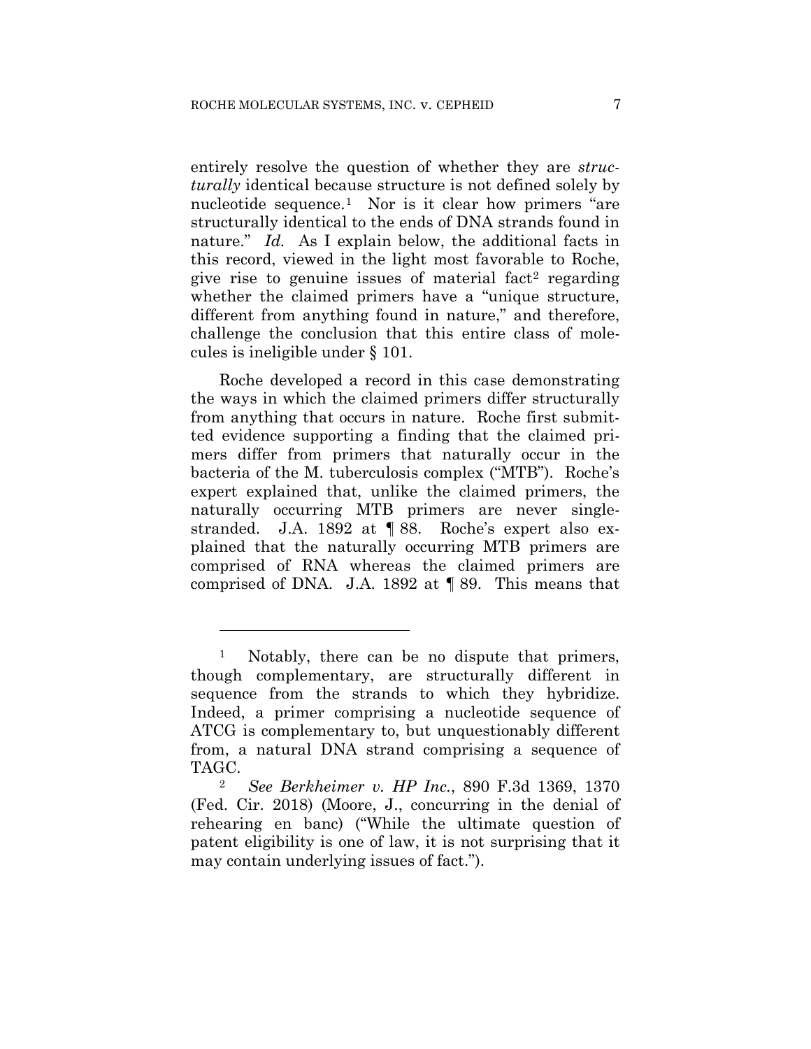entirely resolve the question of whether they are *structurally* identical because structure is not defined solely by nucleotide sequence.[1] Nor is it clear how primers "are structurally identical to the ends of DNA strands found in nature." *Id.* As I explain below, the additional facts in this record, viewed in the light most favorable to Roche, give rise to genuine issues of material fact[2] regarding whether the claimed primers have a "unique structure, different from anything found in nature," and therefore, challenge the conclusion that this entire class of molecules is ineligible under § 101.

Roche developed a record in this case demonstrating the ways in which the claimed primers differ structurally from anything that occurs in nature. Roche first submitted evidence supporting a finding that the claimed primers differ from primers that naturally occur in the bacteria of the M. tuberculosis complex ("MTB"). Roche's expert explained that, unlike the claimed primers, the naturally occurring MTB primers are never single-stranded. J.A. 1892 at ¶ 88. Roche's expert also explained that the naturally occurring MTB primers are comprised of RNA whereas the claimed primers are comprised of DNA. J.A. 1892 at ¶ 89. This means that

---

[1] Notably, there can be no dispute that primers, though complementary, are structurally different in sequence from the strands to which they hybridize. Indeed, a primer comprising a nucleotide sequence of ATCG is complementary to, but unquestionably different from, a natural DNA strand comprising a sequence of TAGC.

[2] *See Berkheimer v. HP Inc.*, 890 F.3d 1369, 1370 (Fed. Cir. 2018) (Moore, J., concurring in the denial of rehearing en banc) ("While the ultimate question of patent eligibility is one of law, it is not surprising that it may contain underlying issues of fact.").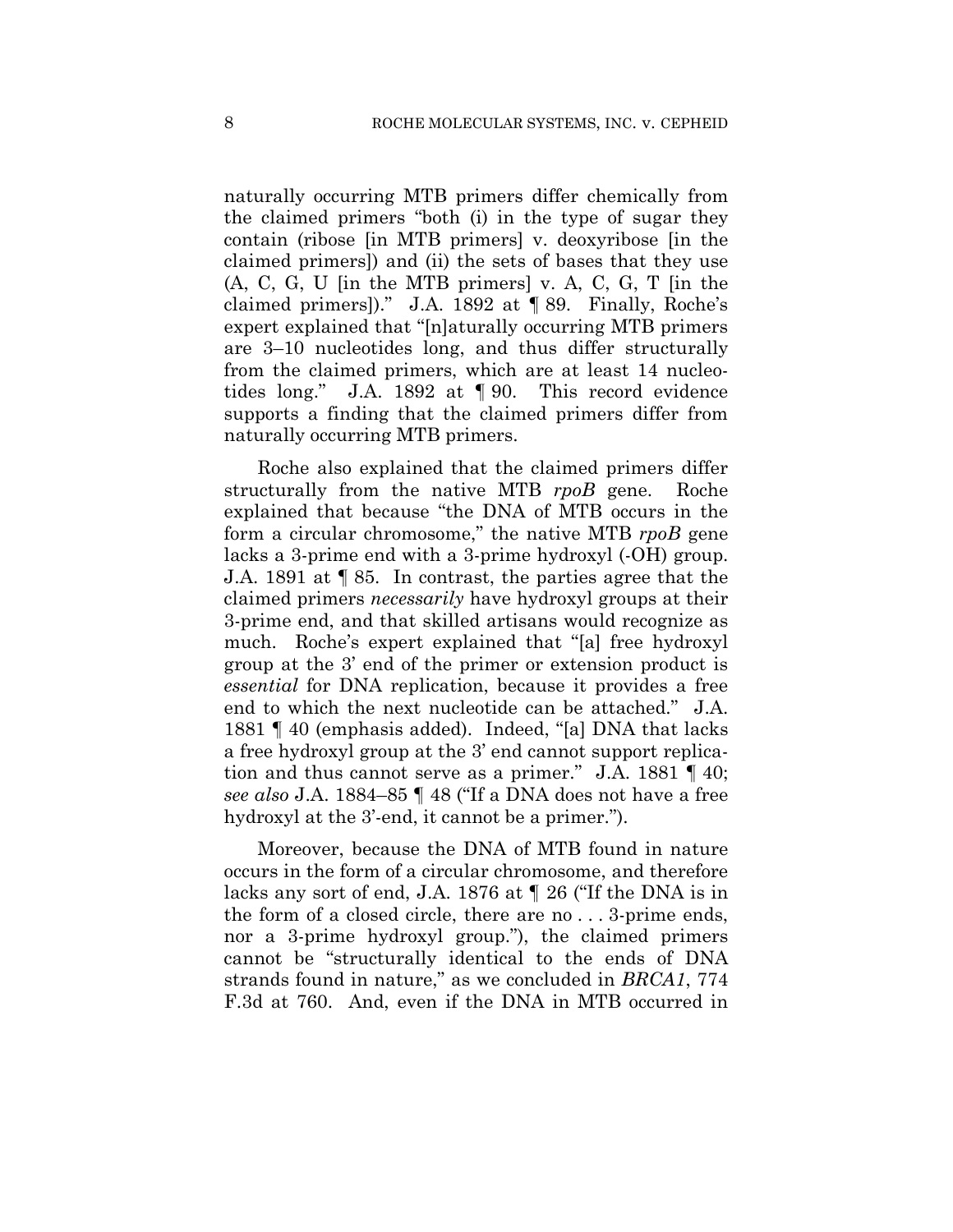naturally occurring MTB primers differ chemically from the claimed primers "both (i) in the type of sugar they contain (ribose [in MTB primers] v. deoxyribose [in the claimed primers]) and (ii) the sets of bases that they use (A, C, G, U [in the MTB primers] v. A, C, G, T [in the claimed primers])." J.A. 1892 at ¶ 89. Finally, Roche's expert explained that "[n]aturally occurring MTB primers are 3–10 nucleotides long, and thus differ structurally from the claimed primers, which are at least 14 nucleotides long." J.A. 1892 at ¶ 90. This record evidence supports a finding that the claimed primers differ from naturally occurring MTB primers.

Roche also explained that the claimed primers differ structurally from the native MTB *rpoB* gene. Roche explained that because "the DNA of MTB occurs in the form a circular chromosome," the native MTB *rpoB* gene lacks a 3-prime end with a 3-prime hydroxyl (-OH) group. J.A. 1891 at ¶ 85. In contrast, the parties agree that the claimed primers *necessarily* have hydroxyl groups at their 3-prime end, and that skilled artisans would recognize as much. Roche's expert explained that "[a] free hydroxyl group at the 3' end of the primer or extension product is *essential* for DNA replication, because it provides a free end to which the next nucleotide can be attached." J.A. 1881 ¶ 40 (emphasis added). Indeed, "[a] DNA that lacks a free hydroxyl group at the 3' end cannot support replication and thus cannot serve as a primer." J.A. 1881 ¶ 40; *see also* J.A. 1884–85 ¶ 48 ("If a DNA does not have a free hydroxyl at the 3'-end, it cannot be a primer.").

Moreover, because the DNA of MTB found in nature occurs in the form of a circular chromosome, and therefore lacks any sort of end, J.A. 1876 at ¶ 26 ("If the DNA is in the form of a closed circle, there are no . . . 3-prime ends, nor a 3-prime hydroxyl group."), the claimed primers cannot be "structurally identical to the ends of DNA strands found in nature," as we concluded in *BRCA1*, 774 F.3d at 760. And, even if the DNA in MTB occurred in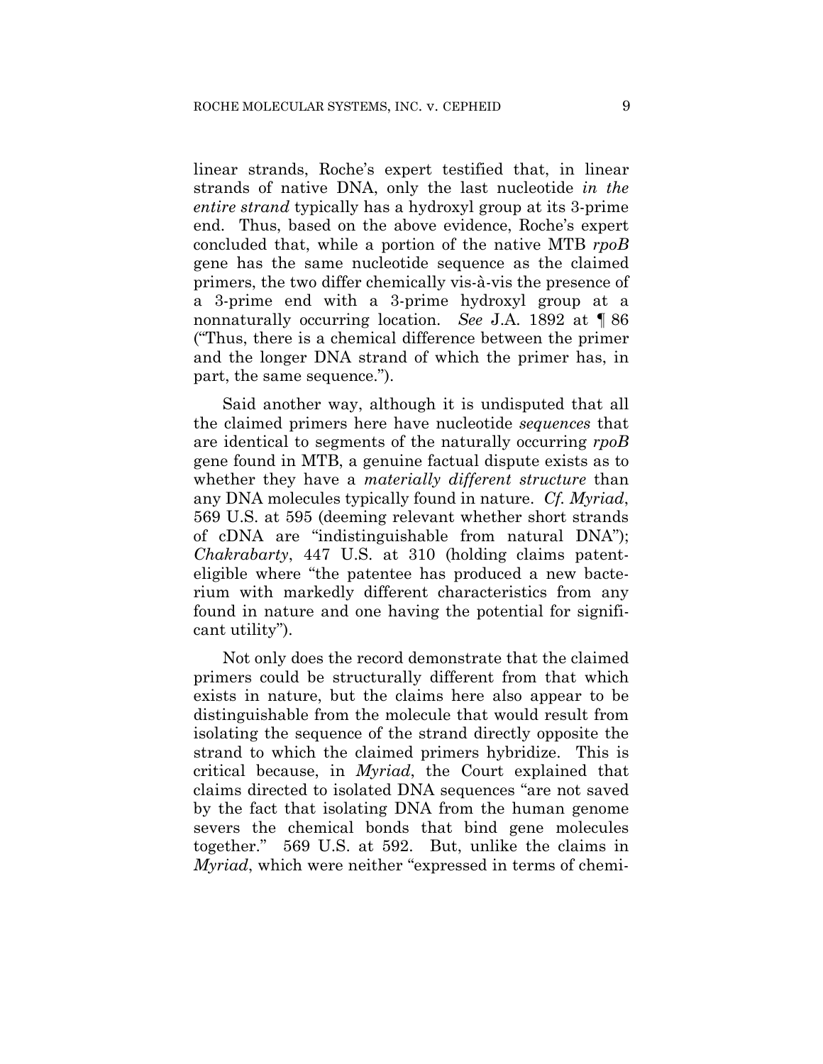linear strands, Roche's expert testified that, in linear strands of native DNA, only the last nucleotide *in the entire strand* typically has a hydroxyl group at its 3-prime end. Thus, based on the above evidence, Roche's expert concluded that, while a portion of the native MTB *rpoB* gene has the same nucleotide sequence as the claimed primers, the two differ chemically vis-à-vis the presence of a 3-prime end with a 3-prime hydroxyl group at a nonnaturally occurring location. *See* J.A. 1892 at ¶ 86 ("Thus, there is a chemical difference between the primer and the longer DNA strand of which the primer has, in part, the same sequence.").

Said another way, although it is undisputed that all the claimed primers here have nucleotide *sequences* that are identical to segments of the naturally occurring *rpoB* gene found in MTB, a genuine factual dispute exists as to whether they have a *materially different structure* than any DNA molecules typically found in nature. *Cf. Myriad*, 569 U.S. at 595 (deeming relevant whether short strands of cDNA are "indistinguishable from natural DNA"); *Chakrabarty*, 447 U.S. at 310 (holding claims patent-eligible where "the patentee has produced a new bacterium with markedly different characteristics from any found in nature and one having the potential for significant utility").

Not only does the record demonstrate that the claimed primers could be structurally different from that which exists in nature, but the claims here also appear to be distinguishable from the molecule that would result from isolating the sequence of the strand directly opposite the strand to which the claimed primers hybridize. This is critical because, in *Myriad*, the Court explained that claims directed to isolated DNA sequences "are not saved by the fact that isolating DNA from the human genome severs the chemical bonds that bind gene molecules together." 569 U.S. at 592. But, unlike the claims in *Myriad*, which were neither "expressed in terms of chemi-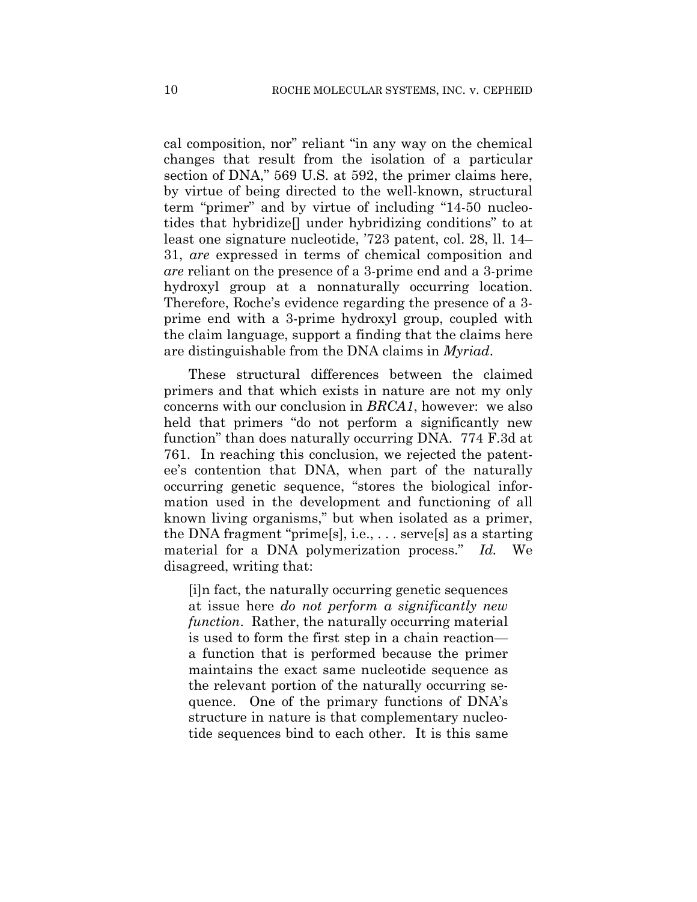cal composition, nor" reliant "in any way on the chemical changes that result from the isolation of a particular section of DNA," 569 U.S. at 592, the primer claims here, by virtue of being directed to the well-known, structural term "primer" and by virtue of including "14-50 nucleotides that hybridize[] under hybridizing conditions" to at least one signature nucleotide, '723 patent, col. 28, ll. 14–31, *are* expressed in terms of chemical composition and *are* reliant on the presence of a 3-prime end and a 3-prime hydroxyl group at a nonnaturally occurring location. Therefore, Roche's evidence regarding the presence of a 3-prime end with a 3-prime hydroxyl group, coupled with the claim language, support a finding that the claims here are distinguishable from the DNA claims in *Myriad*.

These structural differences between the claimed primers and that which exists in nature are not my only concerns with our conclusion in *BRCA1*, however: we also held that primers "do not perform a significantly new function" than does naturally occurring DNA. 774 F.3d at 761. In reaching this conclusion, we rejected the patentee's contention that DNA, when part of the naturally occurring genetic sequence, "stores the biological information used in the development and functioning of all known living organisms," but when isolated as a primer, the DNA fragment "prime[s], i.e., . . . serve[s] as a starting material for a DNA polymerization process." *Id.* We disagreed, writing that:

> [i]n fact, the naturally occurring genetic sequences at issue here *do not perform a significantly new function*. Rather, the naturally occurring material is used to form the first step in a chain reaction—a function that is performed because the primer maintains the exact same nucleotide sequence as the relevant portion of the naturally occurring sequence. One of the primary functions of DNA's structure in nature is that complementary nucleotide sequences bind to each other. It is this same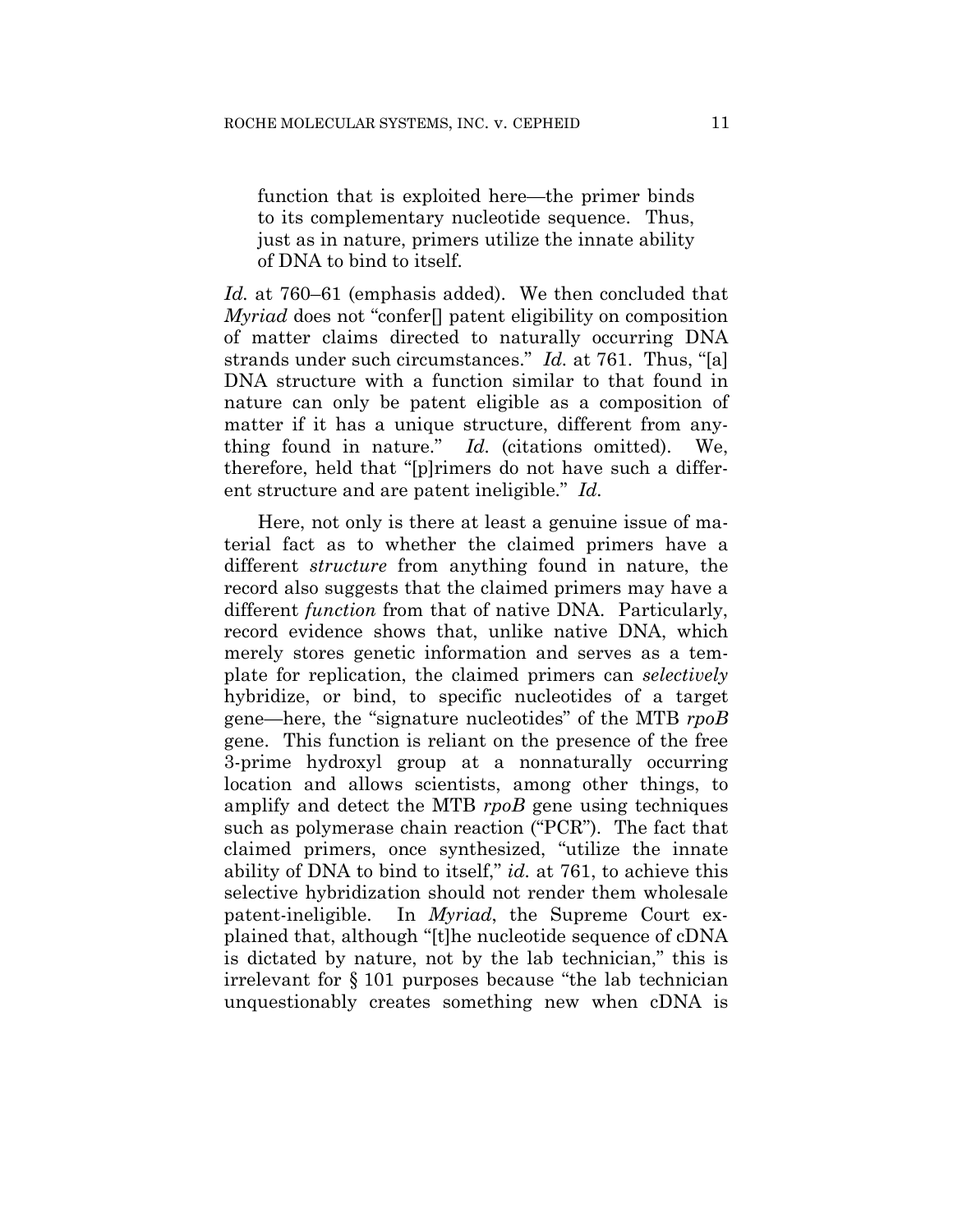> function that is exploited here—the primer binds to its complementary nucleotide sequence. Thus, just as in nature, primers utilize the innate ability of DNA to bind to itself.

*Id.* at 760–61 (emphasis added). We then concluded that *Myriad* does not "confer[] patent eligibility on composition of matter claims directed to naturally occurring DNA strands under such circumstances." *Id.* at 761. Thus, "[a] DNA structure with a function similar to that found in nature can only be patent eligible as a composition of matter if it has a unique structure, different from anything found in nature." *Id.* (citations omitted). We, therefore, held that "[p]rimers do not have such a different structure and are patent ineligible." *Id.*

Here, not only is there at least a genuine issue of material fact as to whether the claimed primers have a different *structure* from anything found in nature, the record also suggests that the claimed primers may have a different *function* from that of native DNA. Particularly, record evidence shows that, unlike native DNA, which merely stores genetic information and serves as a template for replication, the claimed primers can *selectively* hybridize, or bind, to specific nucleotides of a target gene—here, the "signature nucleotides" of the MTB *rpoB* gene. This function is reliant on the presence of the free 3-prime hydroxyl group at a nonnaturally occurring location and allows scientists, among other things, to amplify and detect the MTB *rpoB* gene using techniques such as polymerase chain reaction ("PCR"). The fact that claimed primers, once synthesized, "utilize the innate ability of DNA to bind to itself," *id.* at 761, to achieve this selective hybridization should not render them wholesale patent-ineligible. In *Myriad*, the Supreme Court explained that, although "[t]he nucleotide sequence of cDNA is dictated by nature, not by the lab technician," this is irrelevant for § 101 purposes because "the lab technician unquestionably creates something new when cDNA is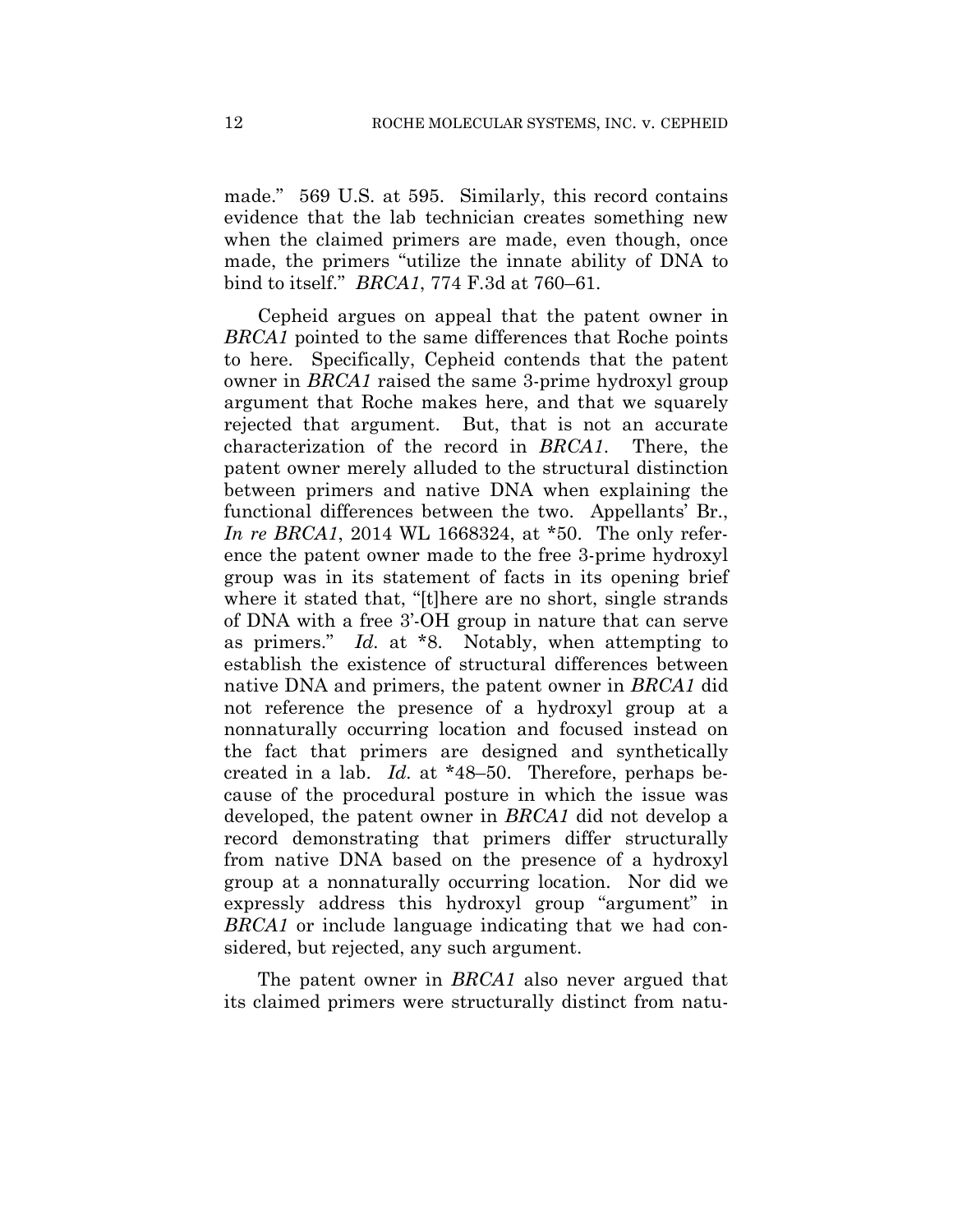made." 569 U.S. at 595. Similarly, this record contains evidence that the lab technician creates something new when the claimed primers are made, even though, once made, the primers "utilize the innate ability of DNA to bind to itself." *BRCA1*, 774 F.3d at 760–61.

Cepheid argues on appeal that the patent owner in *BRCA1* pointed to the same differences that Roche points to here. Specifically, Cepheid contends that the patent owner in *BRCA1* raised the same 3-prime hydroxyl group argument that Roche makes here, and that we squarely rejected that argument. But, that is not an accurate characterization of the record in *BRCA1*. There, the patent owner merely alluded to the structural distinction between primers and native DNA when explaining the functional differences between the two. Appellants' Br., *In re BRCA1*, 2014 WL 1668324, at *50. The only reference the patent owner made to the free 3-prime hydroxyl group was in its statement of facts in its opening brief where it stated that, "[t]here are no short, single strands of DNA with a free 3'-OH group in nature that can serve as primers." *Id.* at *8. Notably, when attempting to establish the existence of structural differences between native DNA and primers, the patent owner in *BRCA1* did not reference the presence of a hydroxyl group at a nonnaturally occurring location and focused instead on the fact that primers are designed and synthetically created in a lab. *Id.* at *48–50. Therefore, perhaps because of the procedural posture in which the issue was developed, the patent owner in *BRCA1* did not develop a record demonstrating that primers differ structurally from native DNA based on the presence of a hydroxyl group at a nonnaturally occurring location. Nor did we expressly address this hydroxyl group "argument" in *BRCA1* or include language indicating that we had considered, but rejected, any such argument.

The patent owner in *BRCA1* also never argued that its claimed primers were structurally distinct from natu-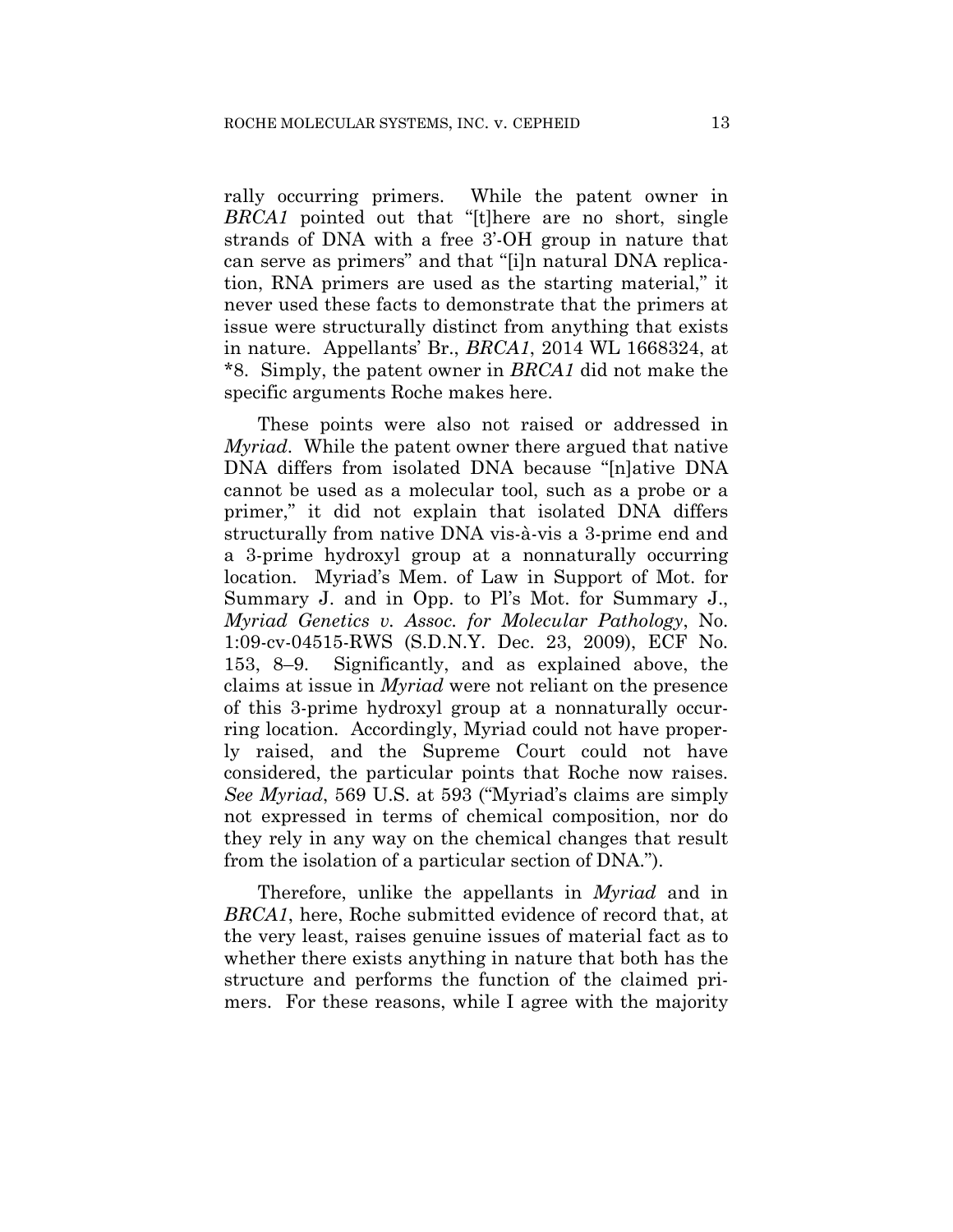rally occurring primers. While the patent owner in *BRCA1* pointed out that "[t]here are no short, single strands of DNA with a free 3'-OH group in nature that can serve as primers" and that "[i]n natural DNA replication, RNA primers are used as the starting material," it never used these facts to demonstrate that the primers at issue were structurally distinct from anything that exists in nature. Appellants' Br., *BRCA1*, 2014 WL 1668324, at *8. Simply, the patent owner in *BRCA1* did not make the specific arguments Roche makes here.

These points were also not raised or addressed in *Myriad*. While the patent owner there argued that native DNA differs from isolated DNA because "[n]ative DNA cannot be used as a molecular tool, such as a probe or a primer," it did not explain that isolated DNA differs structurally from native DNA vis-à-vis a 3-prime end and a 3-prime hydroxyl group at a nonnaturally occurring location. Myriad's Mem. of Law in Support of Mot. for Summary J. and in Opp. to Pl's Mot. for Summary J., *Myriad Genetics v. Assoc. for Molecular Pathology*, No. 1:09-cv-04515-RWS (S.D.N.Y. Dec. 23, 2009), ECF No. 153, 8–9. Significantly, and as explained above, the claims at issue in *Myriad* were not reliant on the presence of this 3-prime hydroxyl group at a nonnaturally occurring location. Accordingly, Myriad could not have properly raised, and the Supreme Court could not have considered, the particular points that Roche now raises. *See Myriad*, 569 U.S. at 593 ("Myriad's claims are simply not expressed in terms of chemical composition, nor do they rely in any way on the chemical changes that result from the isolation of a particular section of DNA.").

Therefore, unlike the appellants in *Myriad* and in *BRCA1*, here, Roche submitted evidence of record that, at the very least, raises genuine issues of material fact as to whether there exists anything in nature that both has the structure and performs the function of the claimed primers. For these reasons, while I agree with the majority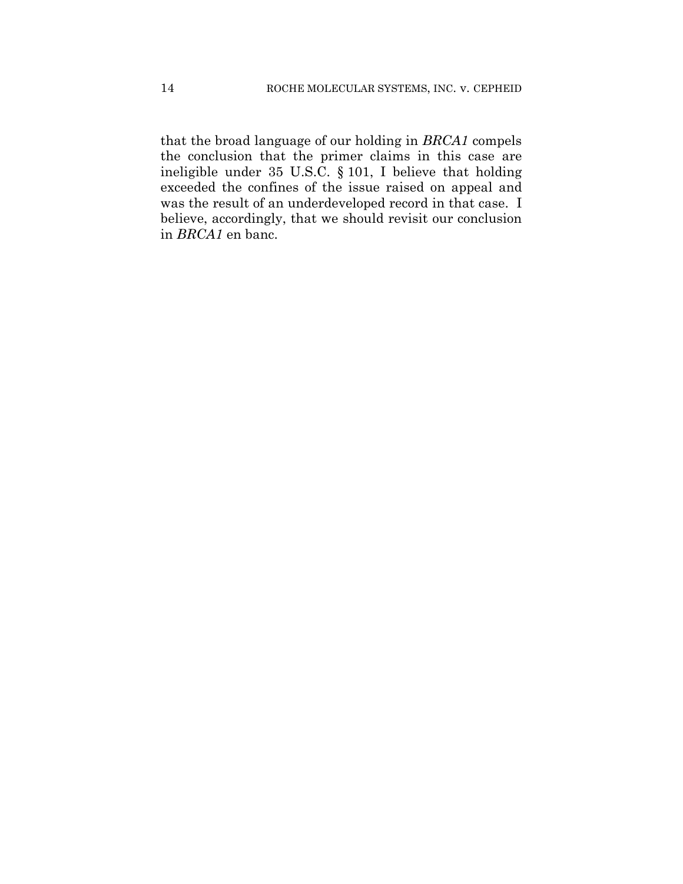that the broad language of our holding in *BRCA1* compels the conclusion that the primer claims in this case are ineligible under 35 U.S.C. § 101, I believe that holding exceeded the confines of the issue raised on appeal and was the result of an underdeveloped record in that case. I believe, accordingly, that we should revisit our conclusion in *BRCA1* en banc.